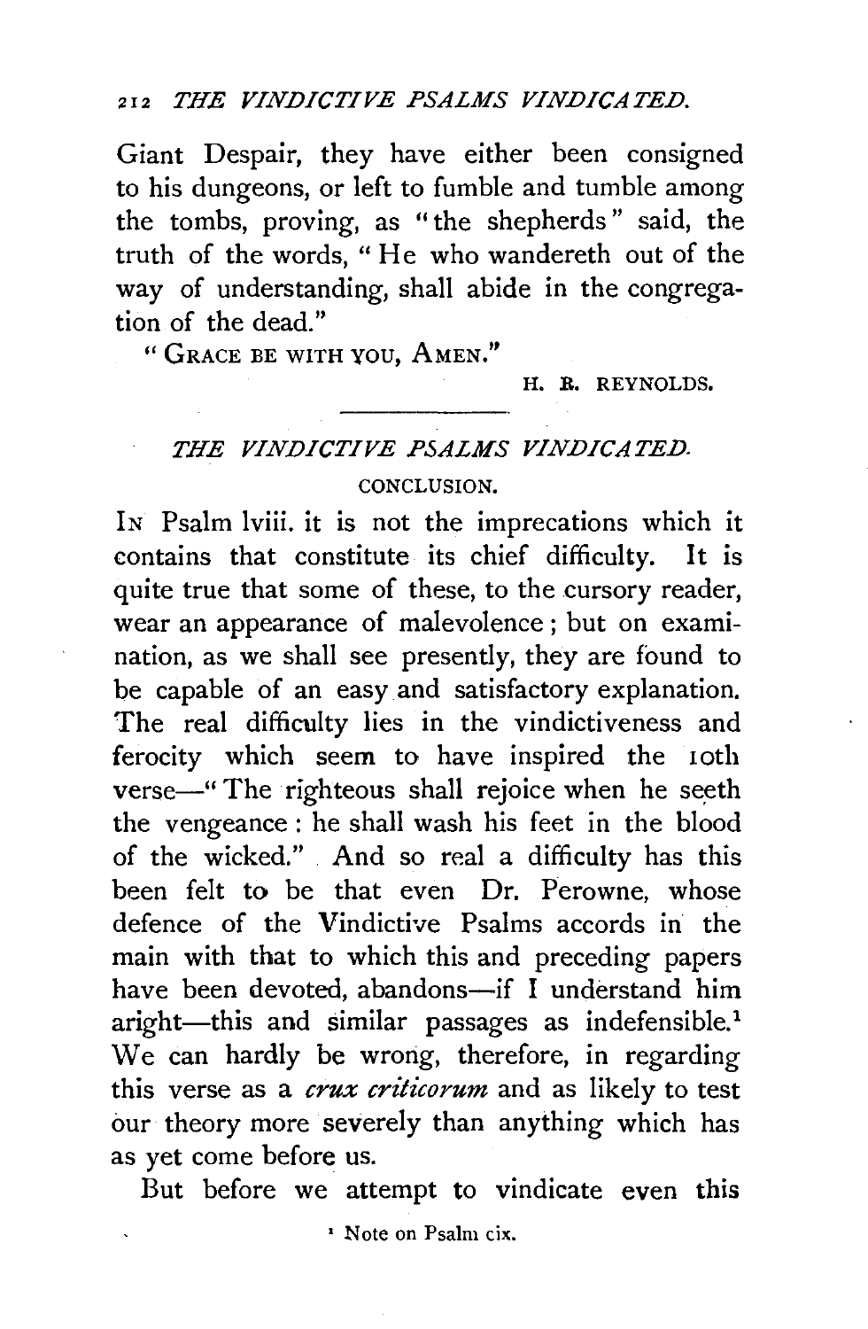Giant Despair, they have either been consigned to his dungeons, or left to fumble and tumble among the tombs, proving, as "the shepherds" said, the truth of the words, "He who wandereth out of the way of understanding, shall abide in the congregation of the dead."

"GRACE BE WITH YOU, AMEN."

H. R. REYNOLDS.

---

## *THE VINDICTIVE PSALMS VINDICATED.*

### CONCLUSION.

IN Psalm lviii. it is not the imprecations which it contains that constitute its chief difficulty. It is quite true that some of these, to the cursory reader, wear an appearance of malevolence; but on examination, as we shall see presently, they are found to be capable of an easy and satisfactory explanation. The real difficulty lies in the vindictiveness and ferocity which seem to have inspired the 10th verse—"The righteous shall rejoice when he seeth the vengeance: he shall wash his feet in the blood of the wicked." And so real a difficulty has this been felt to be that even Dr. Perowne, whose defence of the Vindictive Psalms accords in the main with that to which this and preceding papers have been devoted, abandons—if I understand him aright—this and similar passages as indefensible.[1] We can hardly be wrong, therefore, in regarding this verse as a *crux criticorum* and as likely to test our theory more severely than anything which has as yet come before us.

But before we attempt to vindicate even this

[1] Note on Psalm cix.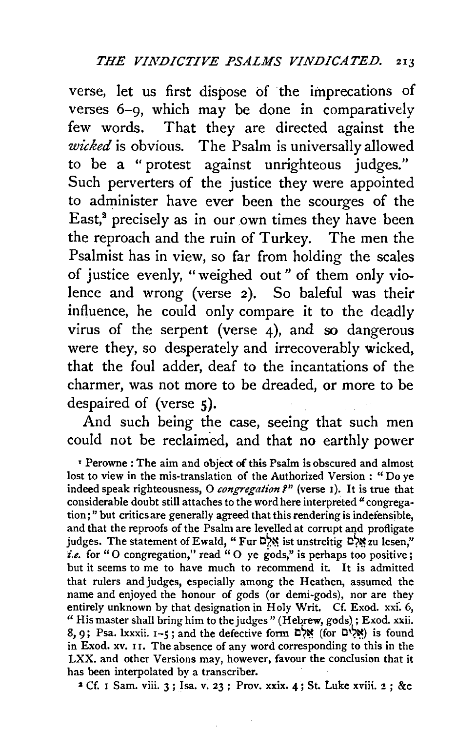verse, let us first dispose of the imprecations of verses 6–9, which may be done in comparatively few words. That they are directed against the *wicked* is obvious. The Psalm is universally allowed to be a "protest against unrighteous judges." Such perverters of the justice they were appointed to administer have ever been the scourges of the East,[2] precisely as in our own times they have been the reproach and the ruin of Turkey. The men the Psalmist has in view, so far from holding the scales of justice evenly, "weighed out" of them only violence and wrong (verse 2). So baleful was their influence, he could only compare it to the deadly virus of the serpent (verse 4), and so dangerous were they, so desperately and irrecoverably wicked, that the foul adder, deaf to the incantations of the charmer, was not more to be dreaded, or more to be despaired of (verse 5).

And such being the case, seeing that such men could not be reclaimed, and that no earthly power

[1] Perowne : The aim and object of this Psalm is obscured and almost lost to view in the mis-translation of the Authorized Version : "Do ye indeed speak righteousness, O *congregation?*" (verse 1). It is true that considerable doubt still attaches to the word here interpreted "congregation;" but critics are generally agreed that this rendering is indefensible, and that the reproofs of the Psalm are levelled at corrupt and profligate judges. The statement of Ewald, "Fur אֵלֶם ist unstreitig אֵלִם zu lesen," *i.e.* for "O congregation," read "O ye gods," is perhaps too positive; but it seems to me to have much to recommend it. It is admitted that rulers and judges, especially among the Heathen, assumed the name and enjoyed the honour of gods (or demi-gods), nor are they entirely unknown by that designation in Holy Writ. Cf. Exod. xxi. 6, "His master shall bring him to the judges" (Hebrew, gods); Exod. xxii. 8, 9; Psa. lxxxii. 1–5; and the defective form אֵלִם (for אֵלִים) is found in Exod. xv. 11. The absence of any word corresponding to this in the LXX. and other Versions may, however, favour the conclusion that it has been interpolated by a transcriber.

[2] Cf. 1 Sam. viii. 3; Isa. v. 23; Prov. xxix. 4; St. Luke xviii. 2; &c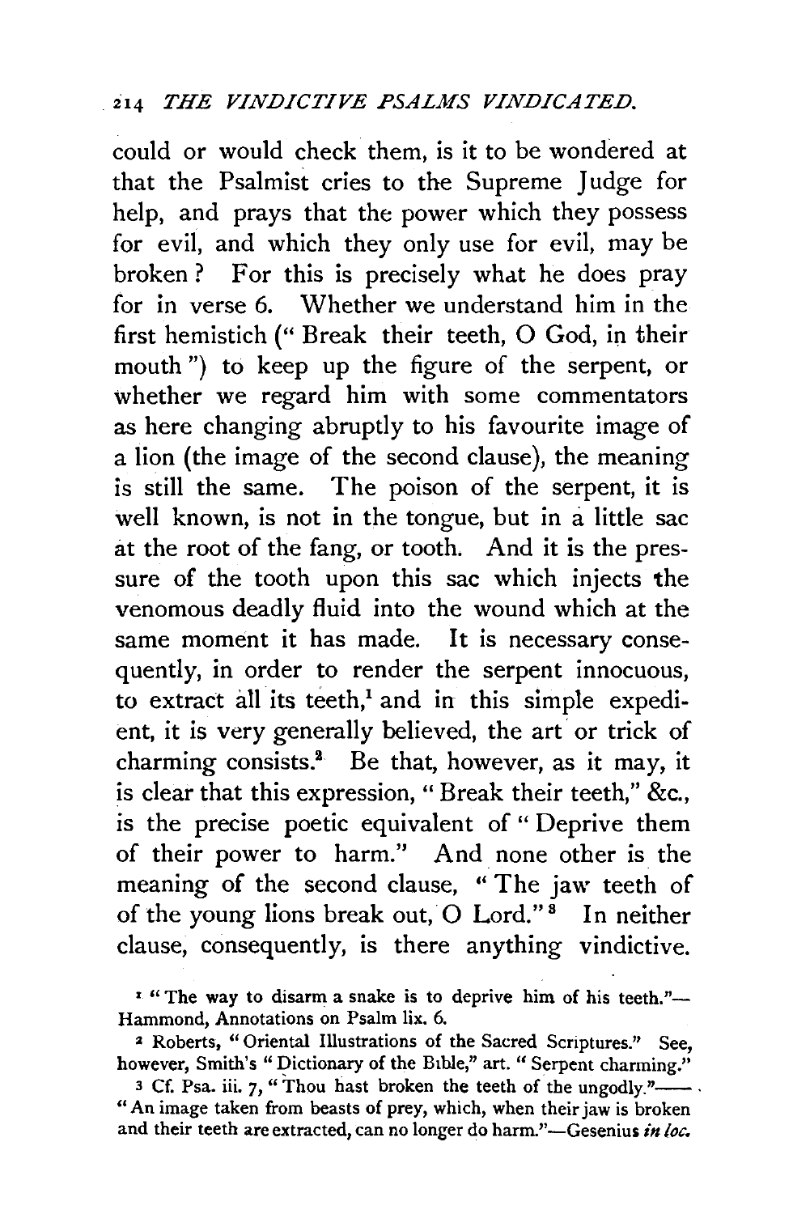could or would check them, is it to be wondered at that the Psalmist cries to the Supreme Judge for help, and prays that the power which they possess for evil, and which they only use for evil, may be broken? For this is precisely what he does pray for in verse 6. Whether we understand him in the first hemistich ("Break their teeth, O God, in their mouth") to keep up the figure of the serpent, or whether we regard him with some commentators as here changing abruptly to his favourite image of a lion (the image of the second clause), the meaning is still the same. The poison of the serpent, it is well known, is not in the tongue, but in a little sac at the root of the fang, or tooth. And it is the pressure of the tooth upon this sac which injects the venomous deadly fluid into the wound which at the same moment it has made. It is necessary consequently, in order to render the serpent innocuous, to extract all its teeth,[1] and in this simple expedient, it is very generally believed, the art or trick of charming consists.[2] Be that, however, as it may, it is clear that this expression, "Break their teeth," &c., is the precise poetic equivalent of "Deprive them of their power to harm." And none other is the meaning of the second clause, "The jaw teeth of of the young lions break out, O Lord."[3] In neither clause, consequently, is there anything vindictive.

[1] "The way to disarm a snake is to deprive him of his teeth."—Hammond, Annotations on Psalm lix. 6.

[2] Roberts, "Oriental Illustrations of the Sacred Scriptures." See, however, Smith's "Dictionary of the Bible," art. "Serpent charming."

[3] Cf. Psa. iii. 7, "Thou hast broken the teeth of the ungodly."——. "An image taken from beasts of prey, which, when their jaw is broken and their teeth are extracted, can no longer do harm."—Gesenius *in loc.*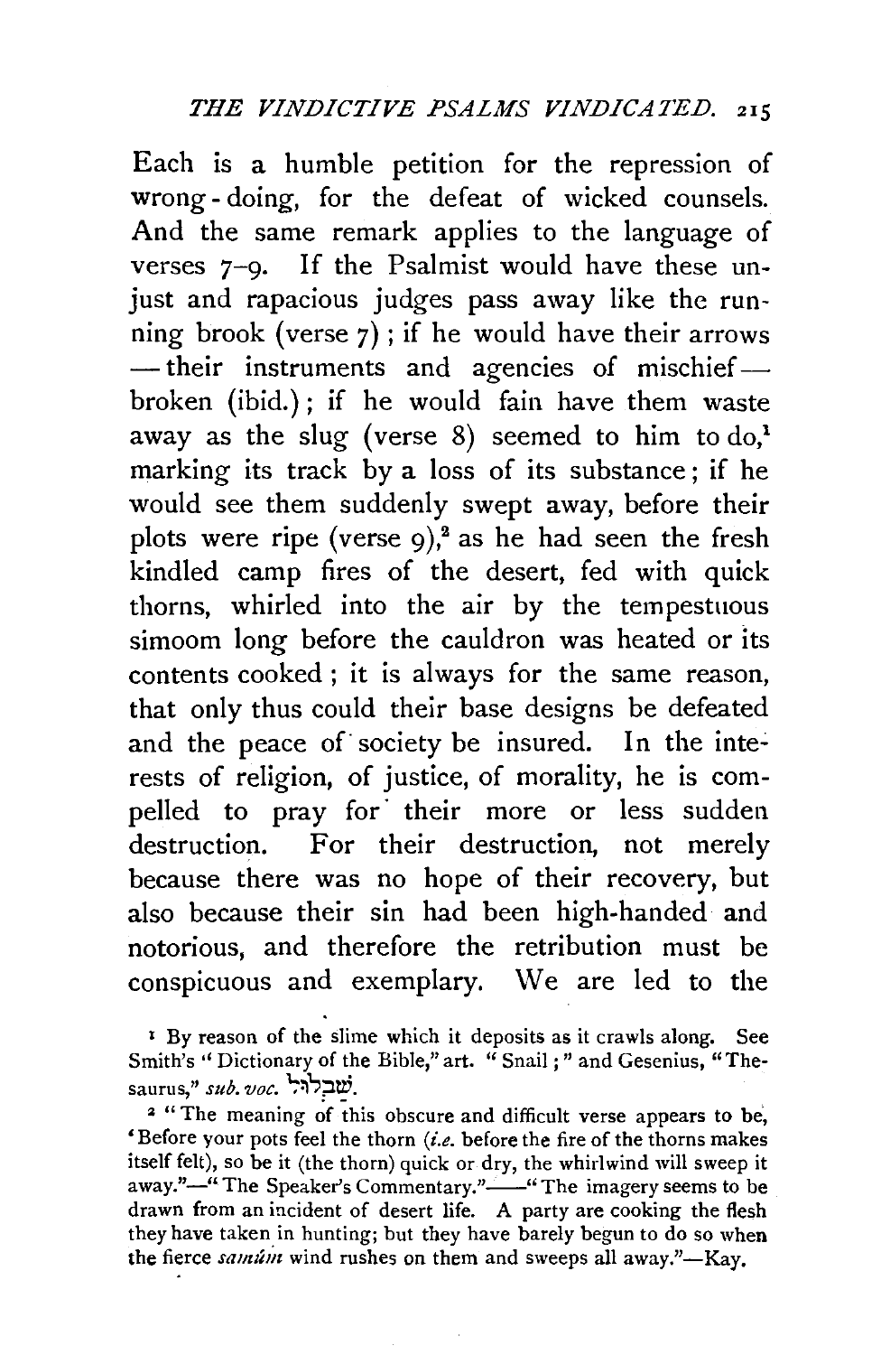Each is a humble petition for the repression of wrong-doing, for the defeat of wicked counsels. And the same remark applies to the language of verses 7–9. If the Psalmist would have these unjust and rapacious judges pass away like the running brook (verse 7); if he would have their arrows — their instruments and agencies of mischief — broken (ibid.); if he would fain have them waste away as the slug (verse 8) seemed to him to do,[1] marking its track by a loss of its substance; if he would see them suddenly swept away, before their plots were ripe (verse 9),[2] as he had seen the fresh kindled camp fires of the desert, fed with quick thorns, whirled into the air by the tempestuous simoom long before the cauldron was heated or its contents cooked; it is always for the same reason, that only thus could their base designs be defeated and the peace of society be insured. In the interests of religion, of justice, of morality, he is compelled to pray for their more or less sudden destruction. For their destruction, not merely because there was no hope of their recovery, but also because their sin had been high-handed and notorious, and therefore the retribution must be conspicuous and exemplary. We are led to the

[1] By reason of the slime which it deposits as it crawls along. See Smith's "Dictionary of the Bible," art. "Snail;" and Gesenius, "Thesaurus," *sub. voc.* שַׁבְּלוּל.

[2] "The meaning of this obscure and difficult verse appears to be, 'Before your pots feel the thorn (*i.e.* before the fire of the thorns makes itself felt), so be it (the thorn) quick or dry, the whirlwind will sweep it away."—"The Speaker's Commentary."——"The imagery seems to be drawn from an incident of desert life. A party are cooking the flesh they have taken in hunting; but they have barely begun to do so when the fierce *samûm* wind rushes on them and sweeps all away."—Kay.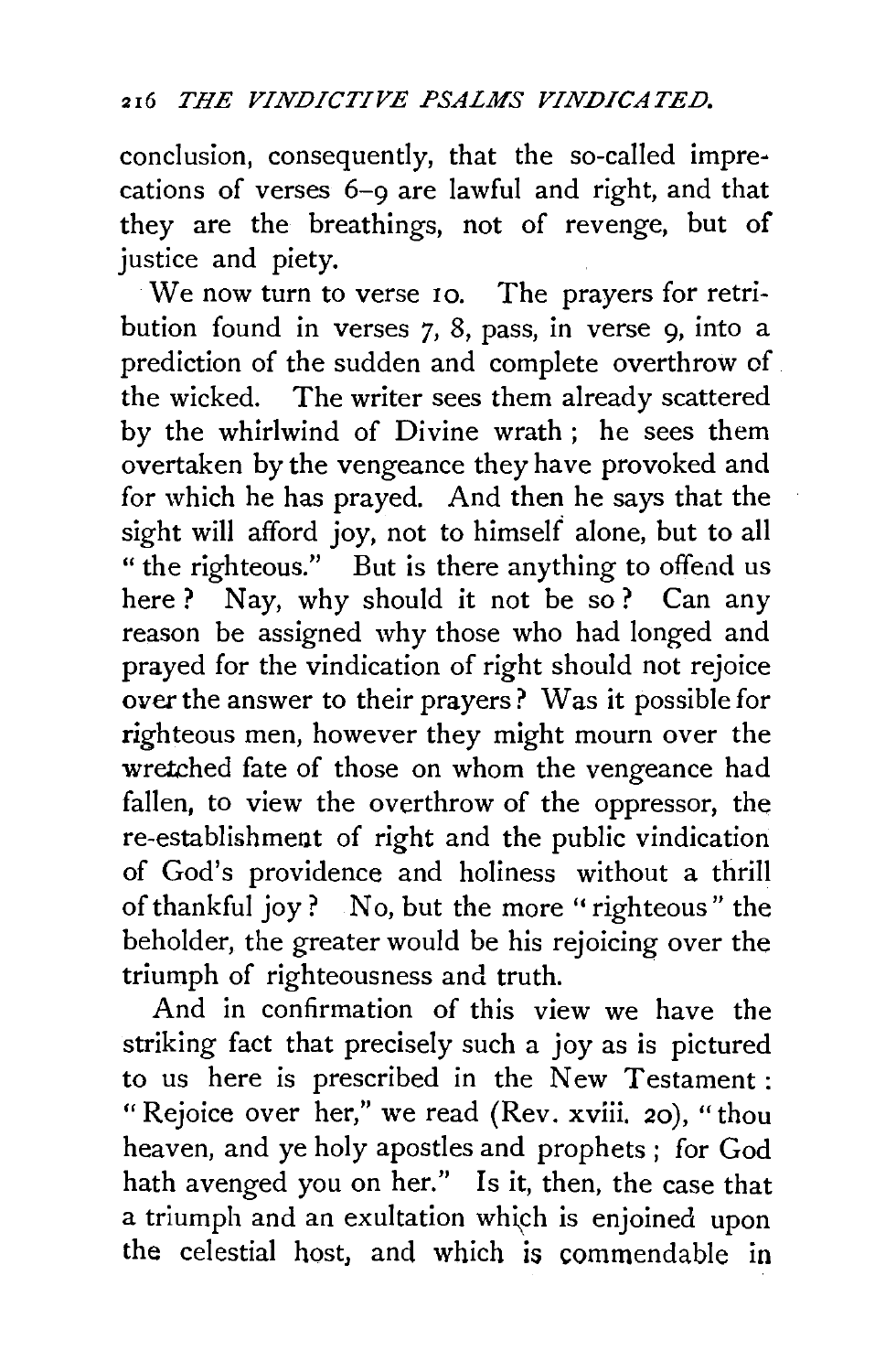conclusion, consequently, that the so-called imprecations of verses 6–9 are lawful and right, and that they are the breathings, not of revenge, but of justice and piety.

We now turn to verse 10. The prayers for retribution found in verses 7, 8, pass, in verse 9, into a prediction of the sudden and complete overthrow of the wicked. The writer sees them already scattered by the whirlwind of Divine wrath; he sees them overtaken by the vengeance they have provoked and for which he has prayed. And then he says that the sight will afford joy, not to himself alone, but to all "the righteous." But is there anything to offend us here? Nay, why should it not be so? Can any reason be assigned why those who had longed and prayed for the vindication of right should not rejoice over the answer to their prayers? Was it possible for righteous men, however they might mourn over the wretched fate of those on whom the vengeance had fallen, to view the overthrow of the oppressor, the re-establishment of right and the public vindication of God's providence and holiness without a thrill of thankful joy? No, but the more "righteous" the beholder, the greater would be his rejoicing over the triumph of righteousness and truth.

And in confirmation of this view we have the striking fact that precisely such a joy as is pictured to us here is prescribed in the New Testament: "Rejoice over her," we read (Rev. xviii. 20), "thou heaven, and ye holy apostles and prophets; for God hath avenged you on her." Is it, then, the case that a triumph and an exultation which is enjoined upon the celestial host, and which is commendable in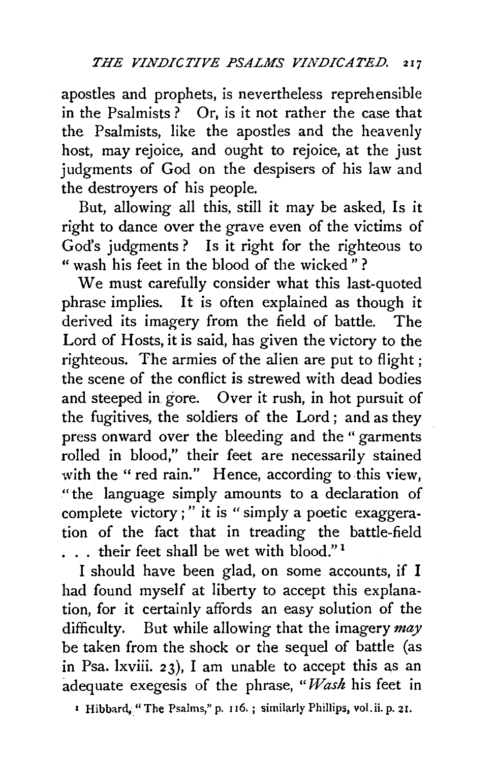apostles and prophets, is nevertheless reprehensible in the Psalmists? Or, is it not rather the case that the Psalmists, like the apostles and the heavenly host, may rejoice, and ought to rejoice, at the just judgments of God on the despisers of his law and the destroyers of his people.

But, allowing all this, still it may be asked, Is it right to dance over the grave even of the victims of God's judgments? Is it right for the righteous to "wash his feet in the blood of the wicked"?

We must carefully consider what this last-quoted phrase implies. It is often explained as though it derived its imagery from the field of battle. The Lord of Hosts, it is said, has given the victory to the righteous. The armies of the alien are put to flight; the scene of the conflict is strewed with dead bodies and steeped in gore. Over it rush, in hot pursuit of the fugitives, the soldiers of the Lord; and as they press onward over the bleeding and the "garments rolled in blood," their feet are necessarily stained with the "red rain." Hence, according to this view, "the language simply amounts to a declaration of complete victory;" it is "simply a poetic exaggeration of the fact that in treading the battle-field . . . their feet shall be wet with blood."[1]

I should have been glad, on some accounts, if I had found myself at liberty to accept this explanation, for it certainly affords an easy solution of the difficulty. But while allowing that the imagery *may* be taken from the shock or the sequel of battle (as in Psa. lxviii. 23), I am unable to accept this as an adequate exegesis of the phrase, "*Wash* his feet in

[1] Hibbard, "The Psalms," p. 116.; similarly Phillips, vol. ii. p. 21.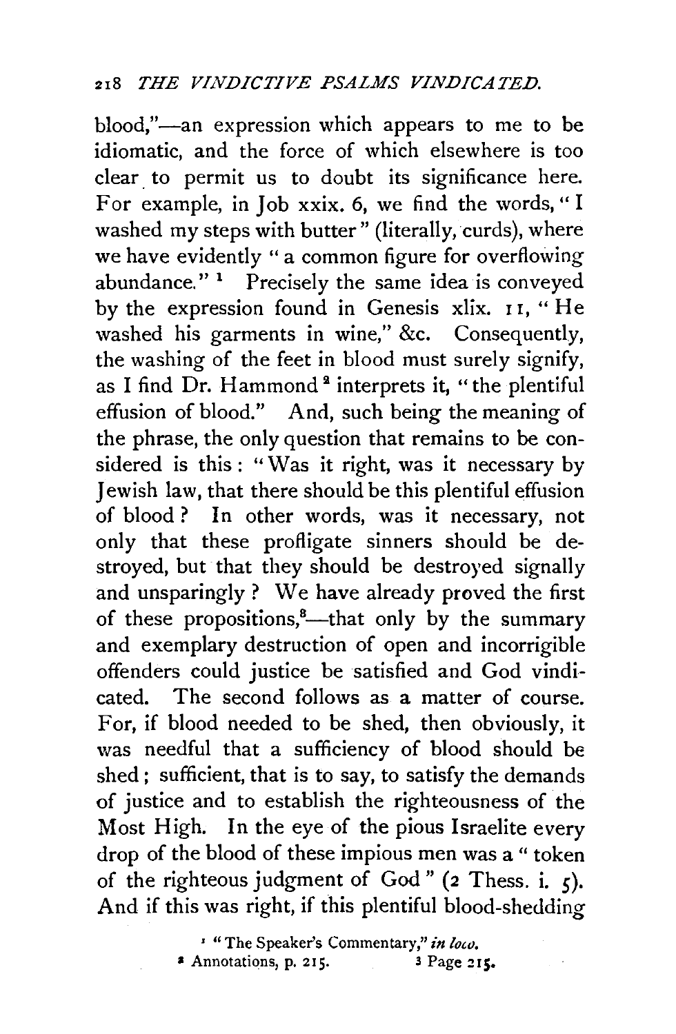blood,"—an expression which appears to me to be idiomatic, and the force of which elsewhere is too clear to permit us to doubt its significance here. For example, in Job xxix. 6, we find the words, "I washed my steps with butter" (literally, curds), where we have evidently "a common figure for overflowing abundance."[1] Precisely the same idea is conveyed by the expression found in Genesis xlix. 11, "He washed his garments in wine," &c. Consequently, the washing of the feet in blood must surely signify, as I find Dr. Hammond[2] interprets it, "the plentiful effusion of blood." And, such being the meaning of the phrase, the only question that remains to be considered is this: "Was it right, was it necessary by Jewish law, that there should be this plentiful effusion of blood? In other words, was it necessary, not only that these profligate sinners should be destroyed, but that they should be destroyed signally and unsparingly? We have already proved the first of these propositions,[3]—that only by the summary and exemplary destruction of open and incorrigible offenders could justice be satisfied and God vindicated. The second follows as a matter of course. For, if blood needed to be shed, then obviously, it was needful that a sufficiency of blood should be shed; sufficient, that is to say, to satisfy the demands of justice and to establish the righteousness of the Most High. In the eye of the pious Israelite every drop of the blood of these impious men was a "token of the righteous judgment of God" (2 Thess. i. 5). And if this was right, if this plentiful blood-shedding

[1] "The Speaker's Commentary," *in loco.*
[2] Annotations, p. 215.
[3] Page 215.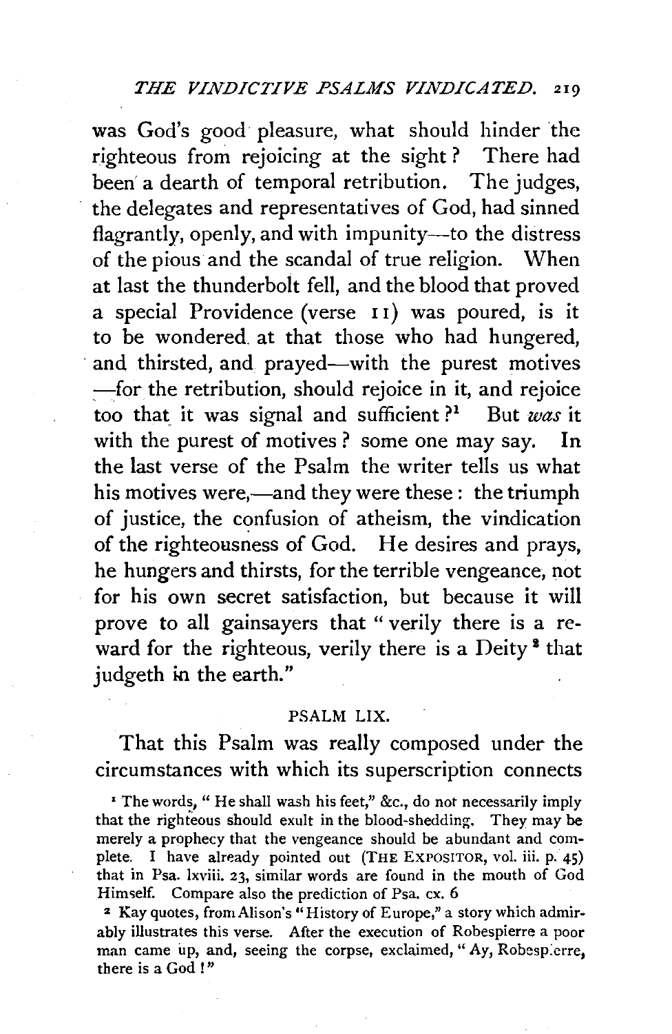was God's good pleasure, what should hinder the righteous from rejoicing at the sight? There had been a dearth of temporal retribution. The judges, the delegates and representatives of God, had sinned flagrantly, openly, and with impunity—to the distress of the pious and the scandal of true religion. When at last the thunderbolt fell, and the blood that proved a special Providence (verse 11) was poured, is it to be wondered at that those who had hungered, and thirsted, and prayed—with the purest motives—for the retribution, should rejoice in it, and rejoice too that it was signal and sufficient?[1] But *was* it with the purest of motives? some one may say. In the last verse of the Psalm the writer tells us what his motives were,—and they were these: the triumph of justice, the confusion of atheism, the vindication of the righteousness of God. He desires and prays, he hungers and thirsts, for the terrible vengeance, not for his own secret satisfaction, but because it will prove to all gainsayers that "verily there is a reward for the righteous, verily there is a Deity[2] that judgeth in the earth."

### PSALM LIX.

That this Psalm was really composed under the circumstances with which its superscription connects

[1] The words, "He shall wash his feet," &c., do not necessarily imply that the righteous should exult in the blood-shedding. They may be merely a prophecy that the vengeance should be abundant and complete. I have already pointed out (THE EXPOSITOR, vol. iii. p. 45) that in Psa. lxviii. 23, similar words are found in the mouth of God Himself. Compare also the prediction of Psa. cx. 6

[2] Kay quotes, from Alison's "History of Europe," a story which admirably illustrates this verse. After the execution of Robespierre a poor man came up, and, seeing the corpse, exclaimed, "Ay, Robespierre, there is a God!"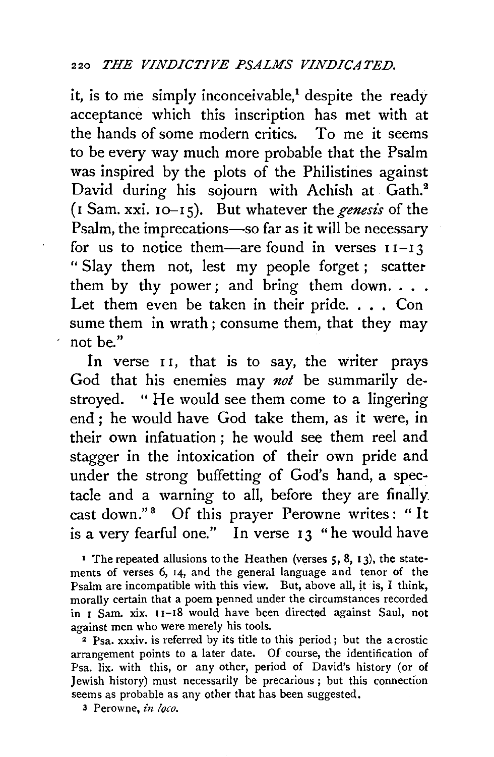it, is to me simply inconceivable,[1] despite the ready acceptance which this inscription has met with at the hands of some modern critics. To me it seems to be every way much more probable that the Psalm was inspired by the plots of the Philistines against David during his sojourn with Achish at Gath.[2] (1 Sam. xxi. 10–15). But whatever the *genesis* of the Psalm, the imprecations—so far as it will be necessary for us to notice them—are found in verses 11–13 "Slay them not, lest my people forget; scatter them by thy power; and bring them down. . . . Let them even be taken in their pride. . . . Consume them in wrath; consume them, that they may not be."

In verse 11, that is to say, the writer prays God that his enemies may *not* be summarily destroyed. "He would see them come to a lingering end; he would have God take them, as it were, in their own infatuation; he would see them reel and stagger in the intoxication of their own pride and under the strong buffetting of God's hand, a spectacle and a warning to all, before they are finally cast down."[3] Of this prayer Perowne writes: "It is a very fearful one." In verse 13 "he would have

[1] The repeated allusions to the Heathen (verses 5, 8, 13), the statements of verses 6, 14, and the general language and tenor of the Psalm are incompatible with this view. But, above all, it is, I think, morally certain that a poem penned under the circumstances recorded in 1 Sam. xix. 11–18 would have been directed against Saul, not against men who were merely his tools.

[2] Psa. xxxiv. is referred by its title to this period; but the acrostic arrangement points to a later date. Of course, the identification of Psa. lix. with this, or any other, period of David's history (or of Jewish history) must necessarily be precarious; but this connection seems as probable as any other that has been suggested.

[3] Perowne, *in loco*.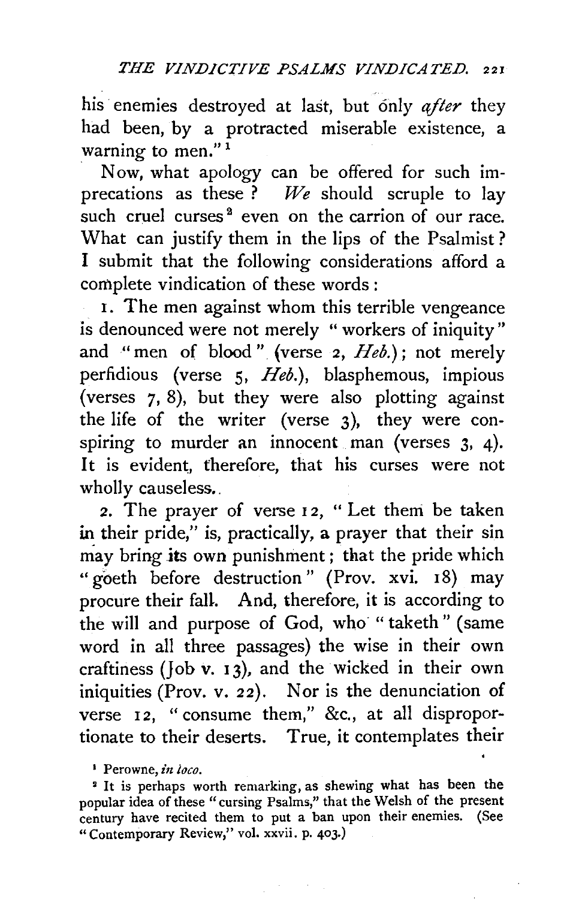his enemies destroyed at last, but only *after* they had been, by a protracted miserable existence, a warning to men."[1]

Now, what apology can be offered for such imprecations as these? *We* should scruple to lay such cruel curses[2] even on the carrion of our race. What can justify them in the lips of the Psalmist? I submit that the following considerations afford a complete vindication of these words:

1. The men against whom this terrible vengeance is denounced were not merely "workers of iniquity" and "men of blood" (verse 2, *Heb.*); not merely perfidious (verse 5, *Heb.*), blasphemous, impious (verses 7, 8), but they were also plotting against the life of the writer (verse 3), they were conspiring to murder an innocent man (verses 3, 4). It is evident, therefore, that his curses were not wholly causeless.

2. The prayer of verse 12, "Let them be taken in their pride," is, practically, a prayer that their sin may bring its own punishment; that the pride which "goeth before destruction" (Prov. xvi. 18) may procure their fall. And, therefore, it is according to the will and purpose of God, who "taketh" (same word in all three passages) the wise in their own craftiness (Job v. 13), and the wicked in their own iniquities (Prov. v. 22). Nor is the denunciation of verse 12, "consume them," &c., at all disproportionate to their deserts. True, it contemplates their

[1] Perowne, *in loco.*

[2] It is perhaps worth remarking, as shewing what has been the popular idea of these "cursing Psalms," that the Welsh of the present century have recited them to put a ban upon their enemies. (See "Contemporary Review," vol. xxvii. p. 403.)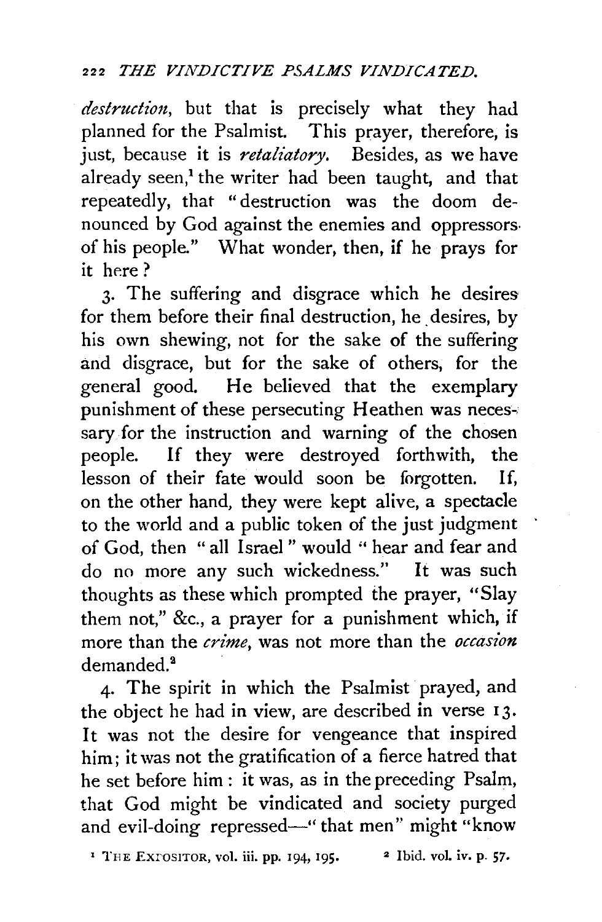*destruction*, but that is precisely what they had planned for the Psalmist. This prayer, therefore, is just, because it is *retaliatory*. Besides, as we have already seen,[1] the writer had been taught, and that repeatedly, that "destruction was the doom denounced by God against the enemies and oppressors of his people." What wonder, then, if he prays for it here?

3. The suffering and disgrace which he desires for them before their final destruction, he desires, by his own shewing, not for the sake of the suffering and disgrace, but for the sake of others, for the general good. He believed that the exemplary punishment of these persecuting Heathen was necessary for the instruction and warning of the chosen people. If they were destroyed forthwith, the lesson of their fate would soon be forgotten. If, on the other hand, they were kept alive, a spectacle to the world and a public token of the just judgment of God, then "all Israel" would "hear and fear and do no more any such wickedness." It was such thoughts as these which prompted the prayer, "Slay them not," &c., a prayer for a punishment which, if more than the *crime*, was not more than the *occasion* demanded.[2]

4. The spirit in which the Psalmist prayed, and the object he had in view, are described in verse 13. It was not the desire for vengeance that inspired him; it was not the gratification of a fierce hatred that he set before him: it was, as in the preceding Psalm, that God might be vindicated and society purged and evil-doing repressed—"that men" might "know

[1] THE EXPOSITOR, vol. iii. pp. 194, 195.   [2] Ibid. vol. iv. p. 57.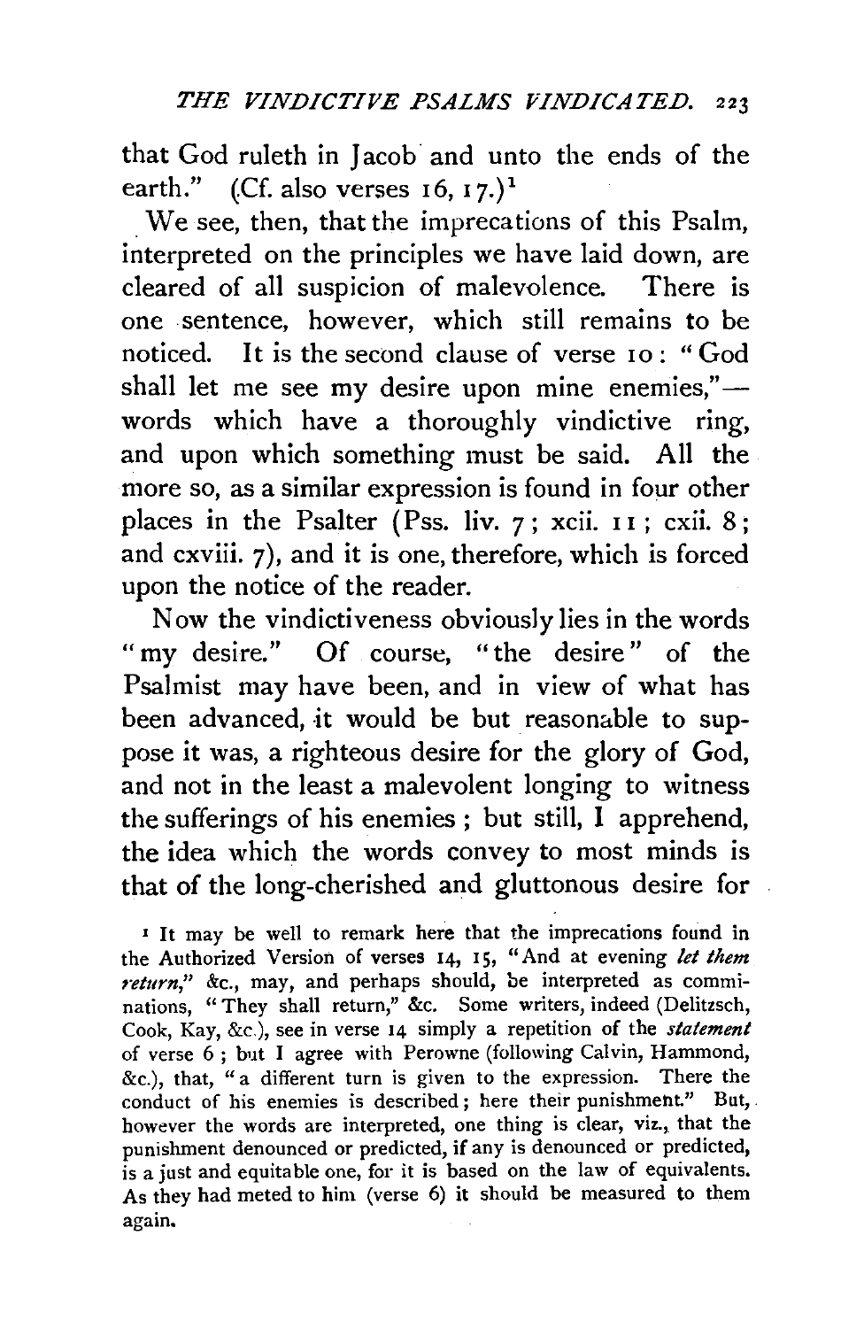that God ruleth in Jacob and unto the ends of the earth." (Cf. also verses 16, 17.)[1]

We see, then, that the imprecations of this Psalm, interpreted on the principles we have laid down, are cleared of all suspicion of malevolence. There is one sentence, however, which still remains to be noticed. It is the second clause of verse 10: "God shall let me see my desire upon mine enemies,"—words which have a thoroughly vindictive ring, and upon which something must be said. All the more so, as a similar expression is found in four other places in the Psalter (Pss. liv. 7; xcii. 11; cxii. 8; and cxviii. 7), and it is one, therefore, which is forced upon the notice of the reader.

Now the vindictiveness obviously lies in the words "my desire." Of course, "the desire" of the Psalmist may have been, and in view of what has been advanced, it would be but reasonable to suppose it was, a righteous desire for the glory of God, and not in the least a malevolent longing to witness the sufferings of his enemies; but still, I apprehend, the idea which the words convey to most minds is that of the long-cherished and gluttonous desire for

[1] It may be well to remark here that the imprecations found in the Authorized Version of verses 14, 15, "And at evening *let them return*," &c., may, and perhaps should, be interpreted as comminations, "They shall return," &c. Some writers, indeed (Delitzsch, Cook, Kay, &c.), see in verse 14 simply a repetition of the *statement* of verse 6; but I agree with Perowne (following Calvin, Hammond, &c.), that, "a different turn is given to the expression. There the conduct of his enemies is described; here their punishment." But, however the words are interpreted, one thing is clear, viz., that the punishment denounced or predicted, if any is denounced or predicted, is a just and equitable one, for it is based on the law of equivalents. As they had meted to him (verse 6) it should be measured to them again.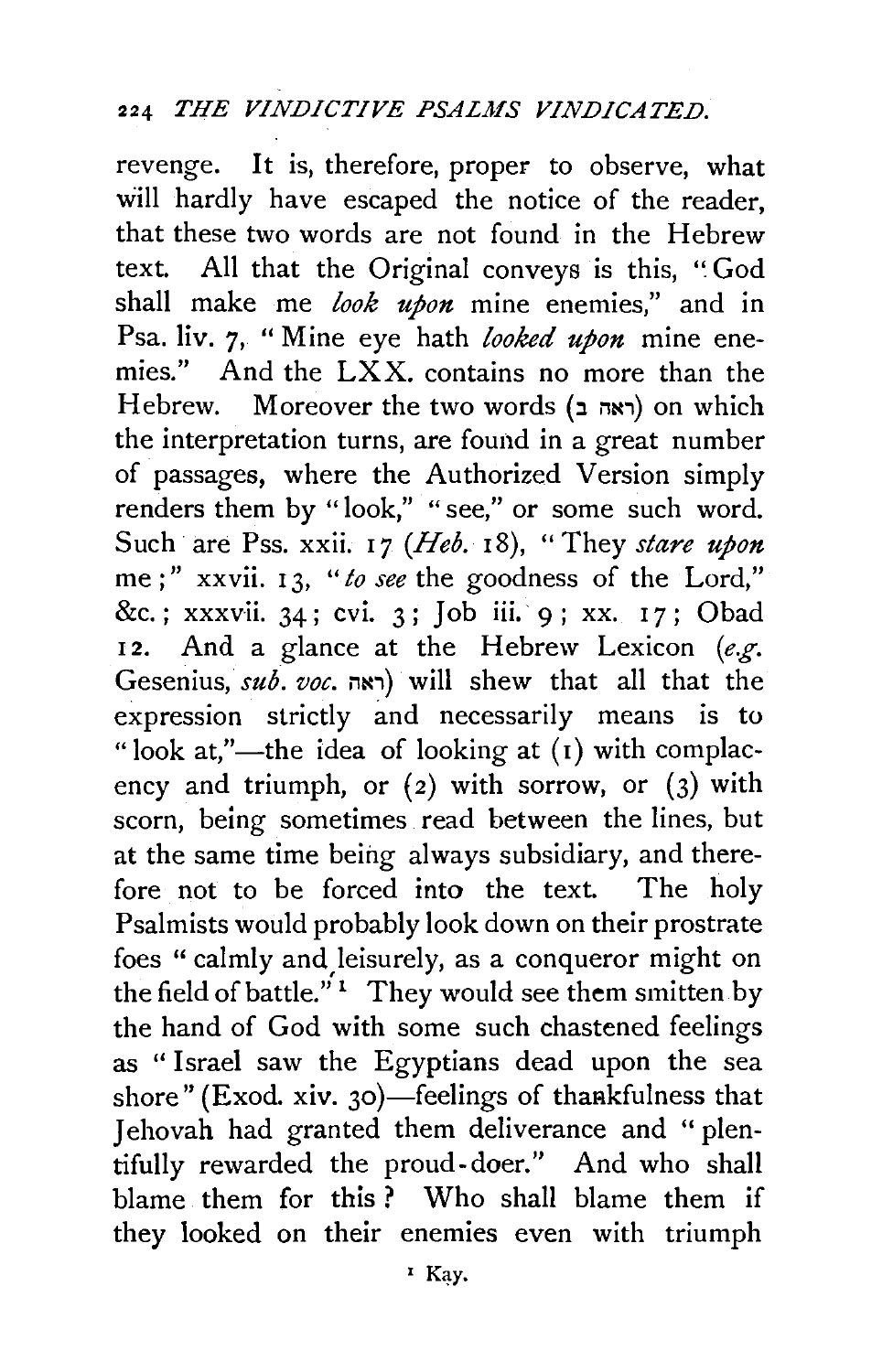revenge. It is, therefore, proper to observe, what will hardly have escaped the notice of the reader, that these two words are not found in the Hebrew text. All that the Original conveys is this, "God shall make me *look upon* mine enemies," and in Psa. liv. 7, "Mine eye hath *looked upon* mine enemies." And the LXX. contains no more than the Hebrew. Moreover the two words (ראה ב) on which the interpretation turns, are found in a great number of passages, where the Authorized Version simply renders them by "look," "see," or some such word. Such are Pss. xxii. 17 (*Heb.* 18), "They *stare upon* me;" xxvii. 13, "*to see* the goodness of the Lord," &c.; xxxvii. 34; cvi. 3; Job iii. 9; xx. 17; Obad 12. And a glance at the Hebrew Lexicon (*e.g.* Gesenius, *sub. voc.* ראה) will shew that all that the expression strictly and necessarily means is to "look at,"—the idea of looking at (1) with complacency and triumph, or (2) with sorrow, or (3) with scorn, being sometimes read between the lines, but at the same time being always subsidiary, and therefore not to be forced into the text. The holy Psalmists would probably look down on their prostrate foes "calmly and leisurely, as a conqueror might on the field of battle."[1] They would see them smitten by the hand of God with some such chastened feelings as "Israel saw the Egyptians dead upon the sea shore" (Exod. xiv. 30)—feelings of thankfulness that Jehovah had granted them deliverance and "plentifully rewarded the proud-doer." And who shall blame them for this? Who shall blame them if they looked on their enemies even with triumph

[1] Kay.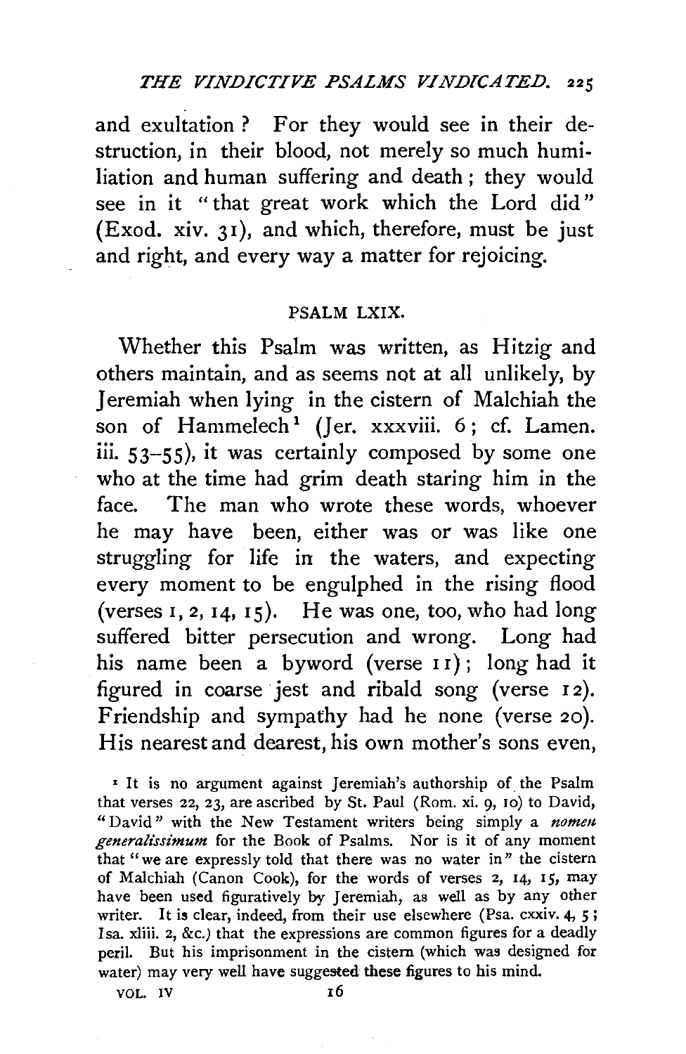and exultation? For they would see in their destruction, in their blood, not merely so much humiliation and human suffering and death; they would see in it "that great work which the Lord did" (Exod. xiv. 31), and which, therefore, must be just and right, and every way a matter for rejoicing.

## PSALM LXIX.

Whether this Psalm was written, as Hitzig and others maintain, and as seems not at all unlikely, by Jeremiah when lying in the cistern of Malchiah the son of Hammelech[1] (Jer. xxxviii. 6; cf. Lamen. iii. 53–55), it was certainly composed by some one who at the time had grim death staring him in the face. The man who wrote these words, whoever he may have been, either was or was like one struggling for life in the waters, and expecting every moment to be engulphed in the rising flood (verses 1, 2, 14, 15). He was one, too, who had long suffered bitter persecution and wrong. Long had his name been a byword (verse 11); long had it figured in coarse jest and ribald song (verse 12). Friendship and sympathy had he none (verse 20). His nearest and dearest, his own mother's sons even,

[1] It is no argument against Jeremiah's authorship of the Psalm that verses 22, 23, are ascribed by St. Paul (Rom. xi. 9, 10) to David, "David" with the New Testament writers being simply a *nomen generalissimum* for the Book of Psalms. Nor is it of any moment that "we are expressly told that there was no water in" the cistern of Malchiah (Canon Cook), for the words of verses 2, 14, 15, may have been used figuratively by Jeremiah, as well as by any other writer. It is clear, indeed, from their use elsewhere (Psa. cxxiv. 4, 5; Isa. xliii. 2, &c.) that the expressions are common figures for a deadly peril. But his imprisonment in the cistern (which was designed for water) may very well have suggested these figures to his mind.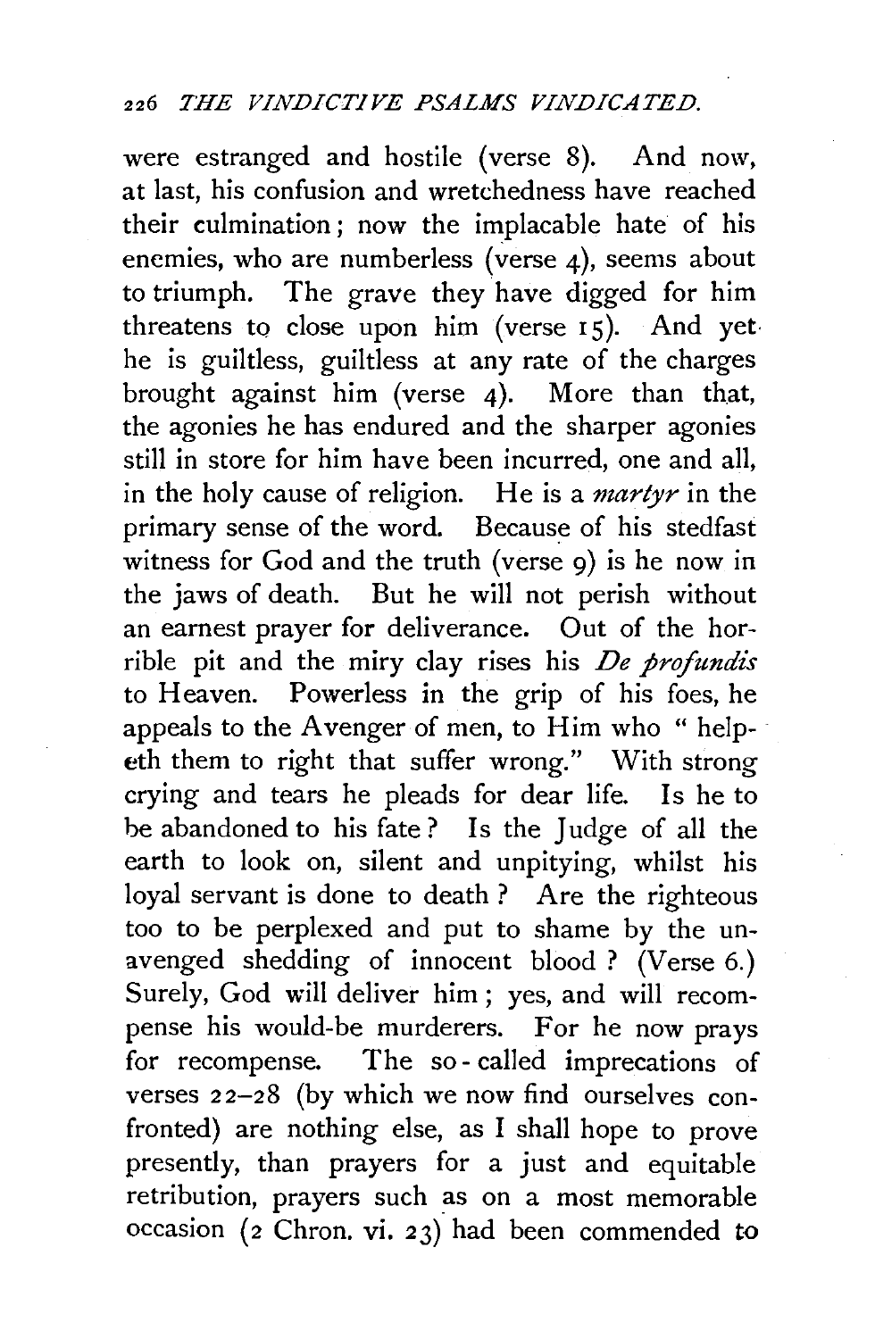were estranged and hostile (verse 8). And now, at last, his confusion and wretchedness have reached their culmination; now the implacable hate of his enemies, who are numberless (verse 4), seems about to triumph. The grave they have digged for him threatens to close upon him (verse 15). And yet he is guiltless, guiltless at any rate of the charges brought against him (verse 4). More than that, the agonies he has endured and the sharper agonies still in store for him have been incurred, one and all, in the holy cause of religion. He is a *martyr* in the primary sense of the word. Because of his stedfast witness for God and the truth (verse 9) is he now in the jaws of death. But he will not perish without an earnest prayer for deliverance. Out of the horrible pit and the miry clay rises his *De profundis* to Heaven. Powerless in the grip of his foes, he appeals to the Avenger of men, to Him who "helpeth them to right that suffer wrong." With strong crying and tears he pleads for dear life. Is he to be abandoned to his fate? Is the Judge of all the earth to look on, silent and unpitying, whilst his loyal servant is done to death? Are the righteous too to be perplexed and put to shame by the unavenged shedding of innocent blood? (Verse 6.) Surely, God will deliver him; yes, and will recompense his would-be murderers. For he now prays for recompense. The so-called imprecations of verses 22–28 (by which we now find ourselves confronted) are nothing else, as I shall hope to prove presently, than prayers for a just and equitable retribution, prayers such as on a most memorable occasion (2 Chron. vi. 23) had been commended to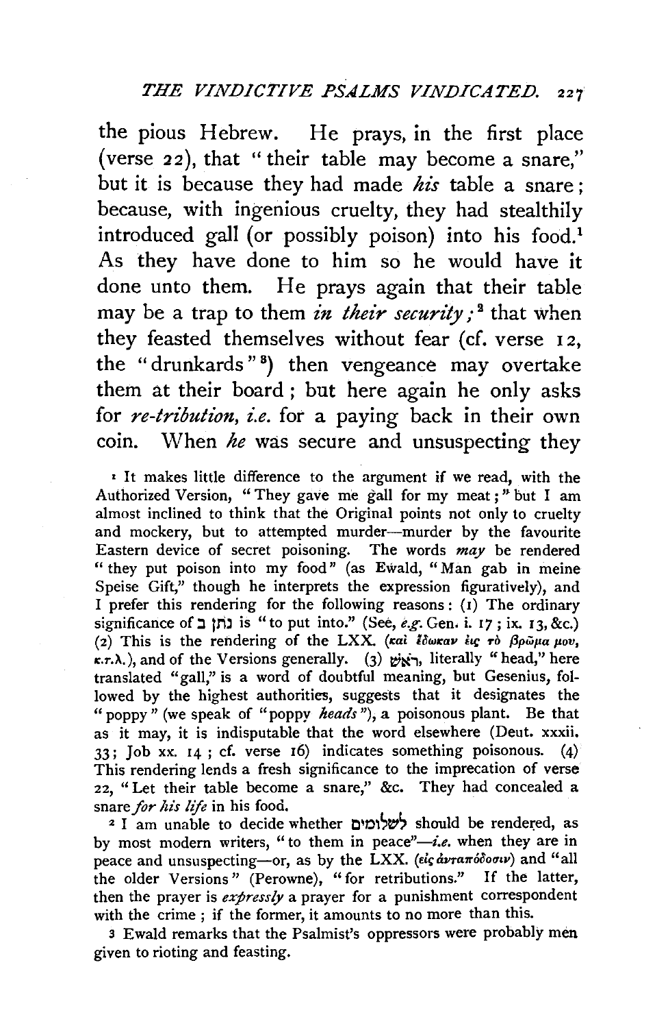the pious Hebrew. He prays, in the first place (verse 22), that "their table may become a snare," but it is because they had made *his* table a snare; because, with ingenious cruelty, they had stealthily introduced gall (or possibly poison) into his food.[1] As they have done to him so he would have it done unto them. He prays again that their table may be a trap to them *in their security;*[2] that when they feasted themselves without fear (cf. verse 12, the "drunkards"[3]) then vengeance may overtake them at their board; but here again he only asks for *re-tribution, i.e.* for a paying back in their own coin. When *he* was secure and unsuspecting they

[1] It makes little difference to the argument if we read, with the Authorized Version, "They gave me gall for my meat;" but I am almost inclined to think that the Original points not only to cruelty and mockery, but to attempted murder—murder by the favourite Eastern device of secret poisoning. The words *may* be rendered "they put poison into my food" (as Ewald, "Man gab in meine Speise Gift," though he interprets the expression figuratively), and I prefer this rendering for the following reasons: (1) The ordinary significance of נתן ב is "to put into." (See, *e.g.* Gen. i. 17; ix. 13, &c.) (2) This is the rendering of the LXX. (καὶ ἔδωκαν εἰς τὸ βρῶμά μου, κ.τ.λ.), and of the Versions generally. (3) ראשׁ, literally "head," here translated "gall," is a word of doubtful meaning, but Gesenius, followed by the highest authorities, suggests that it designates the "poppy" (we speak of "poppy *heads*"), a poisonous plant. Be that as it may, it is indisputable that the word elsewhere (Deut. xxxii. 33; Job xx. 14; cf. verse 16) indicates something poisonous. (4) This rendering lends a fresh significance to the imprecation of verse 22, "Let their table become a snare," &c. They had concealed a snare *for his life* in his food.

[2] I am unable to decide whether לשׁלומים should be rendered, as by most modern writers, "to them in peace"—*i.e.* when they are in peace and unsuspecting—or, as by the LXX. (εἰς ἀνταπόδοσιν) and "all the older Versions" (Perowne), "for retributions." If the latter, then the prayer is *expressly* a prayer for a punishment correspondent with the crime; if the former, it amounts to no more than this.

[3] Ewald remarks that the Psalmist's oppressors were probably men given to rioting and feasting.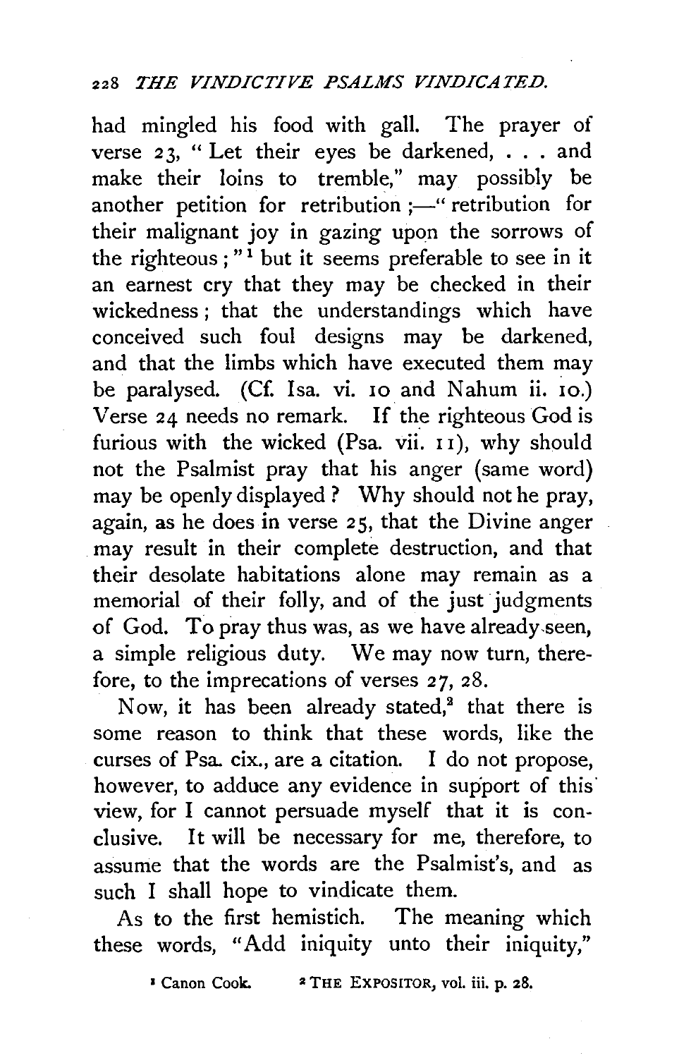had mingled his food with gall. The prayer of verse 23, "Let their eyes be darkened, . . . and make their loins to tremble," may possibly be another petition for retribution;—"retribution for their malignant joy in gazing upon the sorrows of the righteous;"[1] but it seems preferable to see in it an earnest cry that they may be checked in their wickedness; that the understandings which have conceived such foul designs may be darkened, and that the limbs which have executed them may be paralysed. (Cf. Isa. vi. 10 and Nahum ii. 10.) Verse 24 needs no remark. If the righteous God is furious with the wicked (Psa. vii. 11), why should not the Psalmist pray that his anger (same word) may be openly displayed? Why should not he pray, again, as he does in verse 25, that the Divine anger may result in their complete destruction, and that their desolate habitations alone may remain as a memorial of their folly, and of the just judgments of God. To pray thus was, as we have already seen, a simple religious duty. We may now turn, therefore, to the imprecations of verses 27, 28.

Now, it has been already stated,[2] that there is some reason to think that these words, like the curses of Psa. cix., are a citation. I do not propose, however, to adduce any evidence in support of this view, for I cannot persuade myself that it is conclusive. It will be necessary for me, therefore, to assume that the words are the Psalmist's, and as such I shall hope to vindicate them.

As to the first hemistich. The meaning which these words, "Add iniquity unto their iniquity,"

[1] Canon Cook. [2] THE EXPOSITOR, vol. iii. p. 28.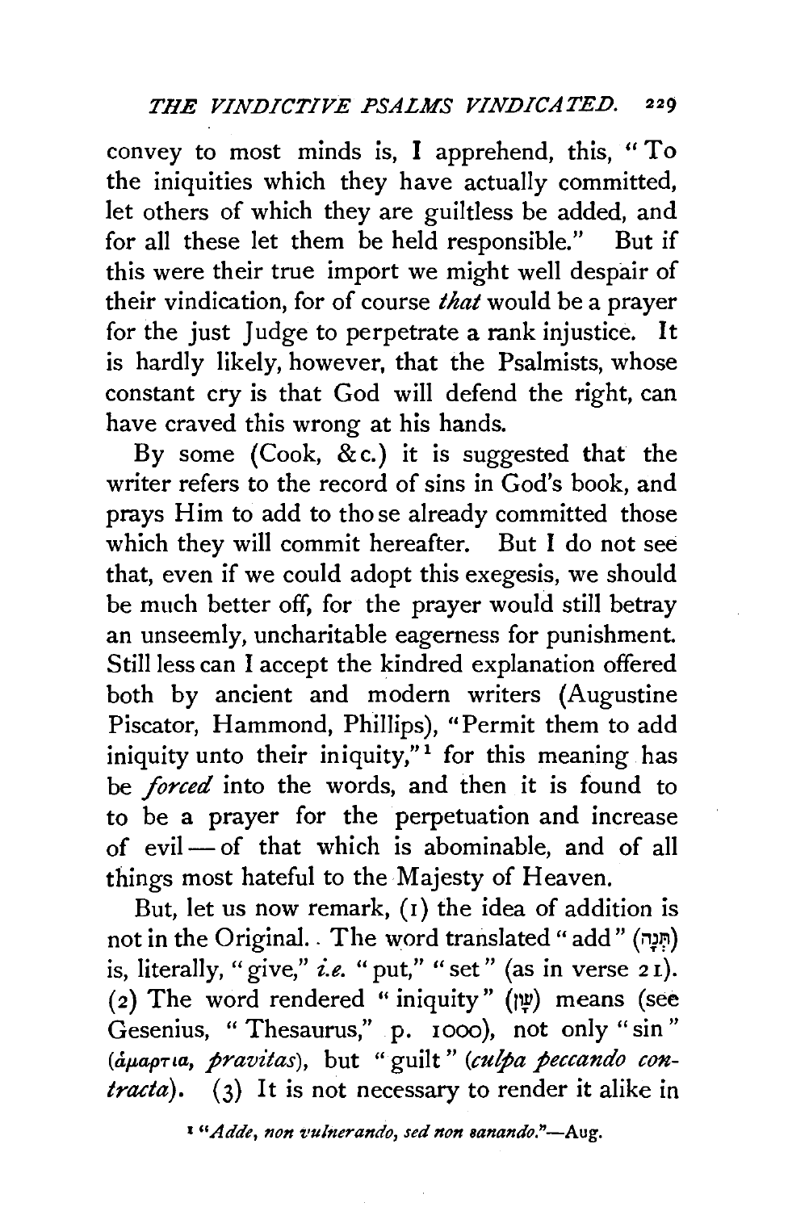convey to most minds is, I apprehend, this, "To the iniquities which they have actually committed, let others of which they are guiltless be added, and for all these let them be held responsible." But if this were their true import we might well despair of their vindication, for of course *that* would be a prayer for the just Judge to perpetrate a rank injustice. It is hardly likely, however, that the Psalmists, whose constant cry is that God will defend the right, can have craved this wrong at his hands.

By some (Cook, &c.) it is suggested that the writer refers to the record of sins in God's book, and prays Him to add to those already committed those which they will commit hereafter. But I do not see that, even if we could adopt this exegesis, we should be much better off, for the prayer would still betray an unseemly, uncharitable eagerness for punishment. Still less can I accept the kindred explanation offered both by ancient and modern writers (Augustine Piscator, Hammond, Phillips), "Permit them to add iniquity unto their iniquity,"[1] for this meaning has be *forced* into the words, and then it is found to to be a prayer for the perpetuation and increase of evil — of that which is abominable, and of all things most hateful to the Majesty of Heaven.

But, let us now remark, (1) the idea of addition is not in the Original. The word translated "add" (תְּנָה) is, literally, "give," *i.e.* "put," "set" (as in verse 21). (2) The word rendered "iniquity" (עָוֹן) means (see Gesenius, "Thesaurus," p. 1000), not only "sin" (ἁμαρτια, *pravitas*), but "guilt" (*culpa peccando contracta*). (3) It is not necessary to render it alike in

[1] "*Adde, non vulnerando, sed non sanando.*"—Aug.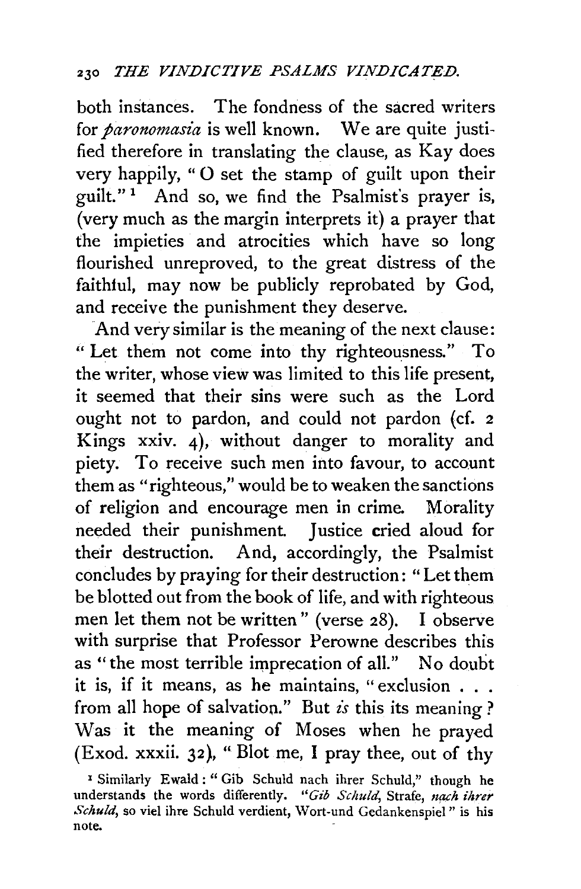both instances. The fondness of the sacred writers for *paronomasia* is well known. We are quite justified therefore in translating the clause, as Kay does very happily, "O set the stamp of guilt upon their guilt."[1] And so, we find the Psalmist's prayer is, (very much as the margin interprets it) a prayer that the impieties and atrocities which have so long flourished unreproved, to the great distress of the faithful, may now be publicly reprobated by God, and receive the punishment they deserve.

And very similar is the meaning of the next clause: "Let them not come into thy righteousness." To the writer, whose view was limited to this life present, it seemed that their sins were such as the Lord ought not to pardon, and could not pardon (cf. 2 Kings xxiv. 4), without danger to morality and piety. To receive such men into favour, to account them as "righteous," would be to weaken the sanctions of religion and encourage men in crime. Morality needed their punishment. Justice cried aloud for their destruction. And, accordingly, the Psalmist concludes by praying for their destruction: "Let them be blotted out from the book of life, and with righteous men let them not be written" (verse 28). I observe with surprise that Professor Perowne describes this as "the most terrible imprecation of all." No doubt it is, if it means, as he maintains, "exclusion . . . from all hope of salvation." But *is* this its meaning? Was it the meaning of Moses when he prayed (Exod. xxxii. 32), "Blot me, I pray thee, out of thy

[1] Similarly Ewald: "Gib Schuld nach ihrer Schuld," though he understands the words differently. "*Gib Schuld*, Strafe, *nach ihrer Schuld*, so viel ihre Schuld verdient, Wort-und Gedankenspiel" is his note.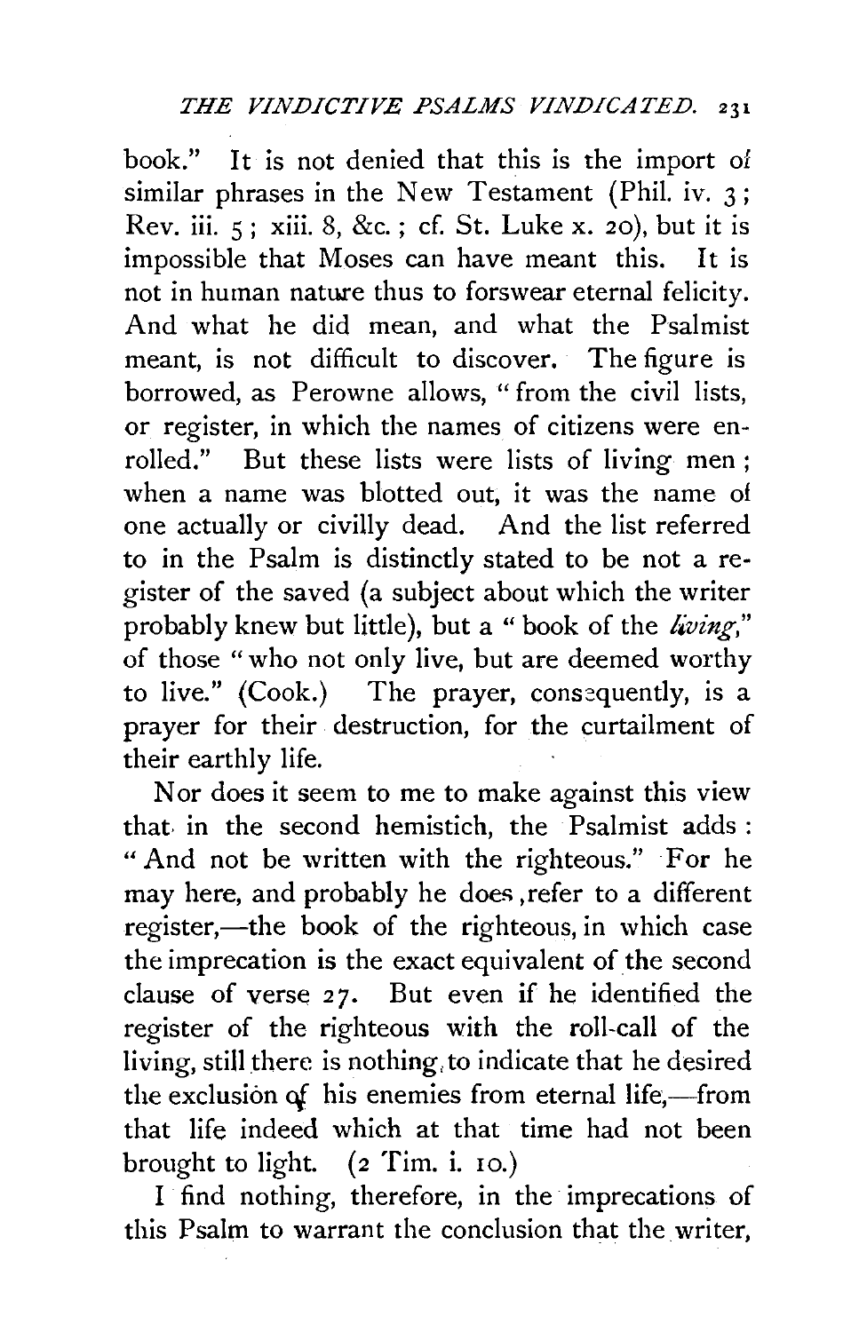book." It is not denied that this is the import of similar phrases in the New Testament (Phil. iv. 3; Rev. iii. 5; xiii. 8, &c.; cf. St. Luke x. 20), but it is impossible that Moses can have meant this. It is not in human nature thus to forswear eternal felicity. And what he did mean, and what the Psalmist meant, is not difficult to discover. The figure is borrowed, as Perowne allows, "from the civil lists, or register, in which the names of citizens were enrolled." But these lists were lists of living men; when a name was blotted out, it was the name of one actually or civilly dead. And the list referred to in the Psalm is distinctly stated to be not a register of the saved (a subject about which the writer probably knew but little), but a "book of the *living*," of those "who not only live, but are deemed worthy to live." (Cook.) The prayer, consequently, is a prayer for their destruction, for the curtailment of their earthly life.

Nor does it seem to me to make against this view that in the second hemistich, the Psalmist adds: "And not be written with the righteous." For he may here, and probably he does, refer to a different register,—the book of the righteous, in which case the imprecation is the exact equivalent of the second clause of verse 27. But even if he identified the register of the righteous with the roll-call of the living, still there is nothing to indicate that he desired the exclusion of his enemies from eternal life,—from that life indeed which at that time had not been brought to light. (2 Tim. i. 10.)

I find nothing, therefore, in the imprecations of this Psalm to warrant the conclusion that the writer,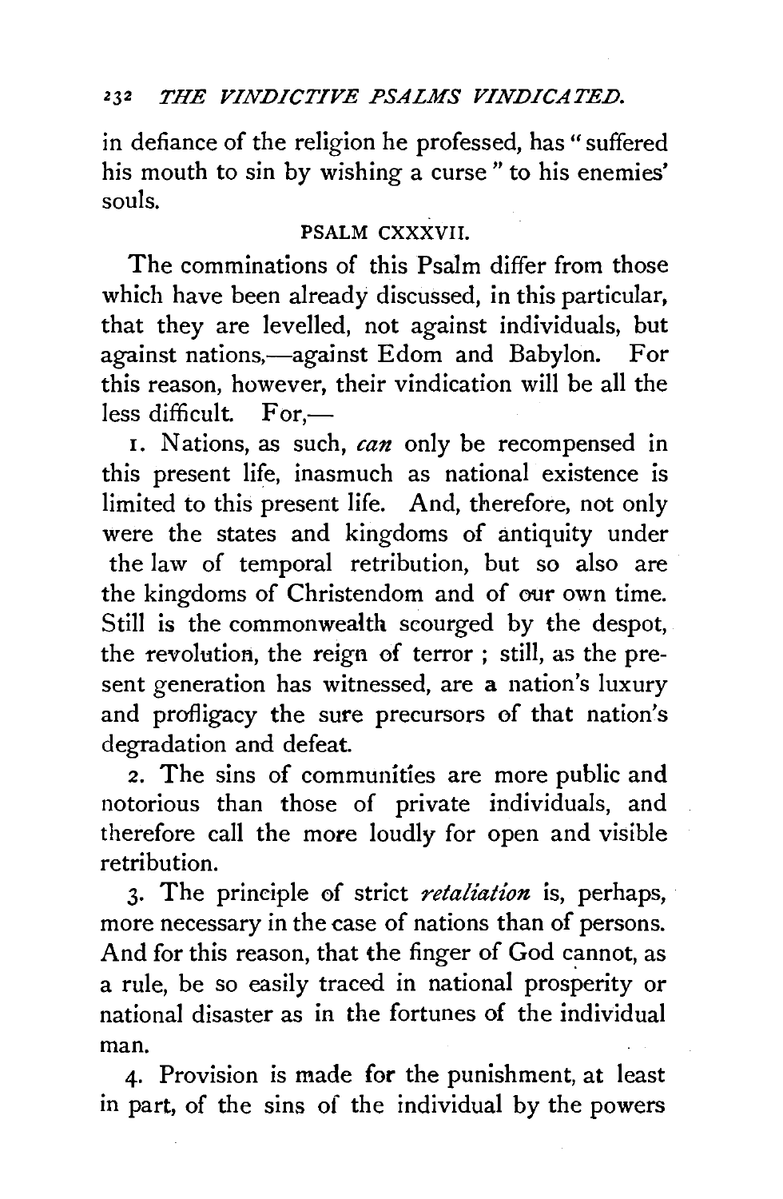in defiance of the religion he professed, has "suffered his mouth to sin by wishing a curse" to his enemies' souls.

### PSALM CXXXVII.

The comminations of this Psalm differ from those which have been already discussed, in this particular, that they are levelled, not against individuals, but against nations,—against Edom and Babylon. For this reason, however, their vindication will be all the less difficult. For,—

1. Nations, as such, *can* only be recompensed in this present life, inasmuch as national existence is limited to this present life. And, therefore, not only were the states and kingdoms of antiquity under the law of temporal retribution, but so also are the kingdoms of Christendom and of our own time. Still is the commonwealth scourged by the despot, the revolution, the reign of terror; still, as the present generation has witnessed, are a nation's luxury and profligacy the sure precursors of that nation's degradation and defeat.

2. The sins of communities are more public and notorious than those of private individuals, and therefore call the more loudly for open and visible retribution.

3. The principle of strict *retaliation* is, perhaps, more necessary in the case of nations than of persons. And for this reason, that the finger of God cannot, as a rule, be so easily traced in national prosperity or national disaster as in the fortunes of the individual man.

4. Provision is made for the punishment, at least in part, of the sins of the individual by the powers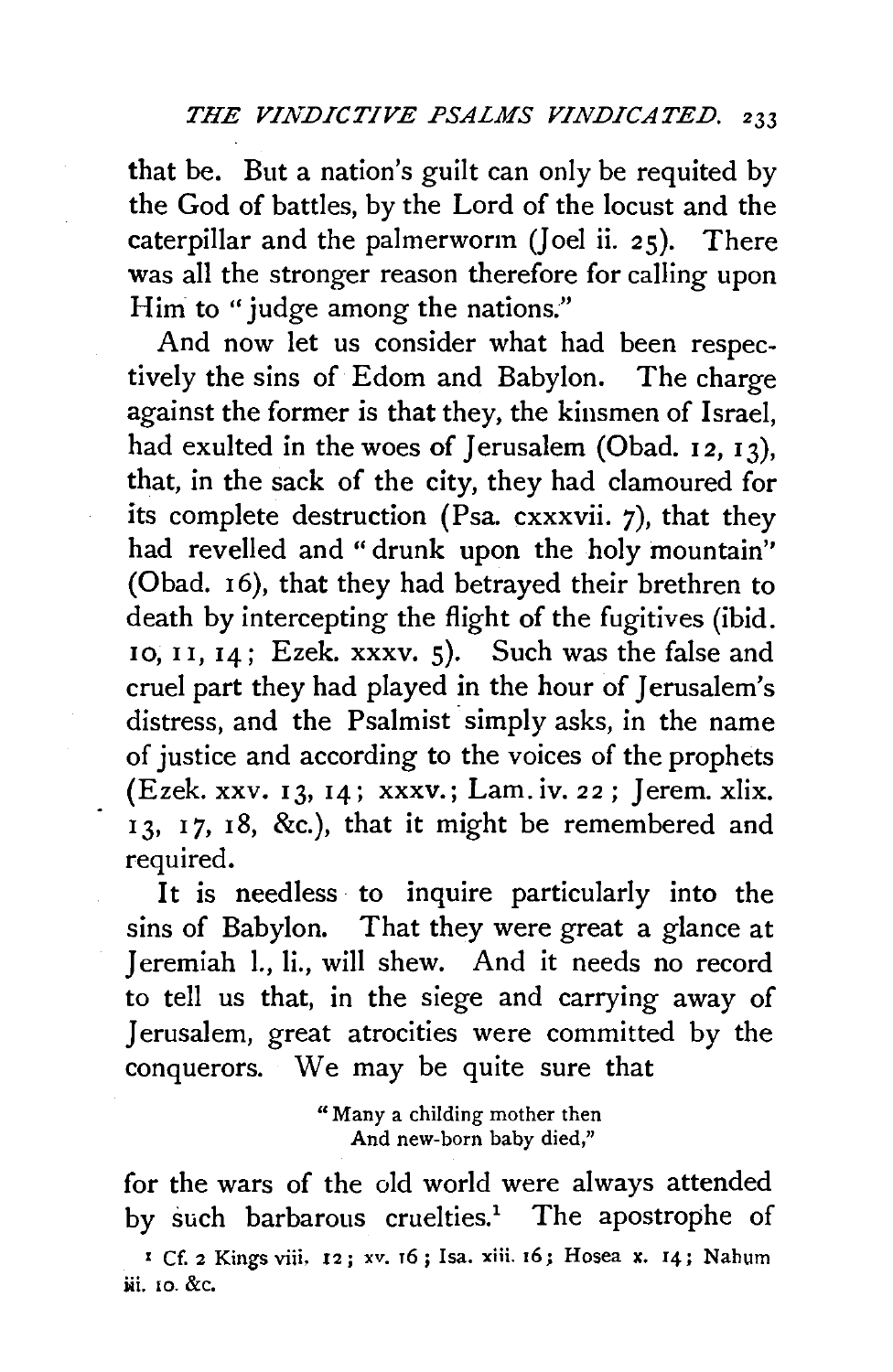that be. But a nation's guilt can only be requited by the God of battles, by the Lord of the locust and the caterpillar and the palmerworm (Joel ii. 25). There was all the stronger reason therefore for calling upon Him to "judge among the nations."

And now let us consider what had been respectively the sins of Edom and Babylon. The charge against the former is that they, the kinsmen of Israel, had exulted in the woes of Jerusalem (Obad. 12, 13), that, in the sack of the city, they had clamoured for its complete destruction (Psa. cxxxvii. 7), that they had revelled and "drunk upon the holy mountain" (Obad. 16), that they had betrayed their brethren to death by intercepting the flight of the fugitives (ibid. 10, 11, 14; Ezek. xxxv. 5). Such was the false and cruel part they had played in the hour of Jerusalem's distress, and the Psalmist simply asks, in the name of justice and according to the voices of the prophets (Ezek. xxv. 13, 14; xxxv.; Lam. iv. 22; Jerem. xlix. 13, 17, 18, &c.), that it might be remembered and required.

It is needless to inquire particularly into the sins of Babylon. That they were great a glance at Jeremiah l., li., will shew. And it needs no record to tell us that, in the siege and carrying away of Jerusalem, great atrocities were committed by the conquerors. We may be quite sure that

> "Many a childing mother then
> And new-born baby died,"

for the wars of the old world were always attended by such barbarous cruelties.[1] The apostrophe of

[1] Cf. 2 Kings viii. 12; xv. 16; Isa. xiii. 16; Hosea x. 14; Nahum iii. 10. &c.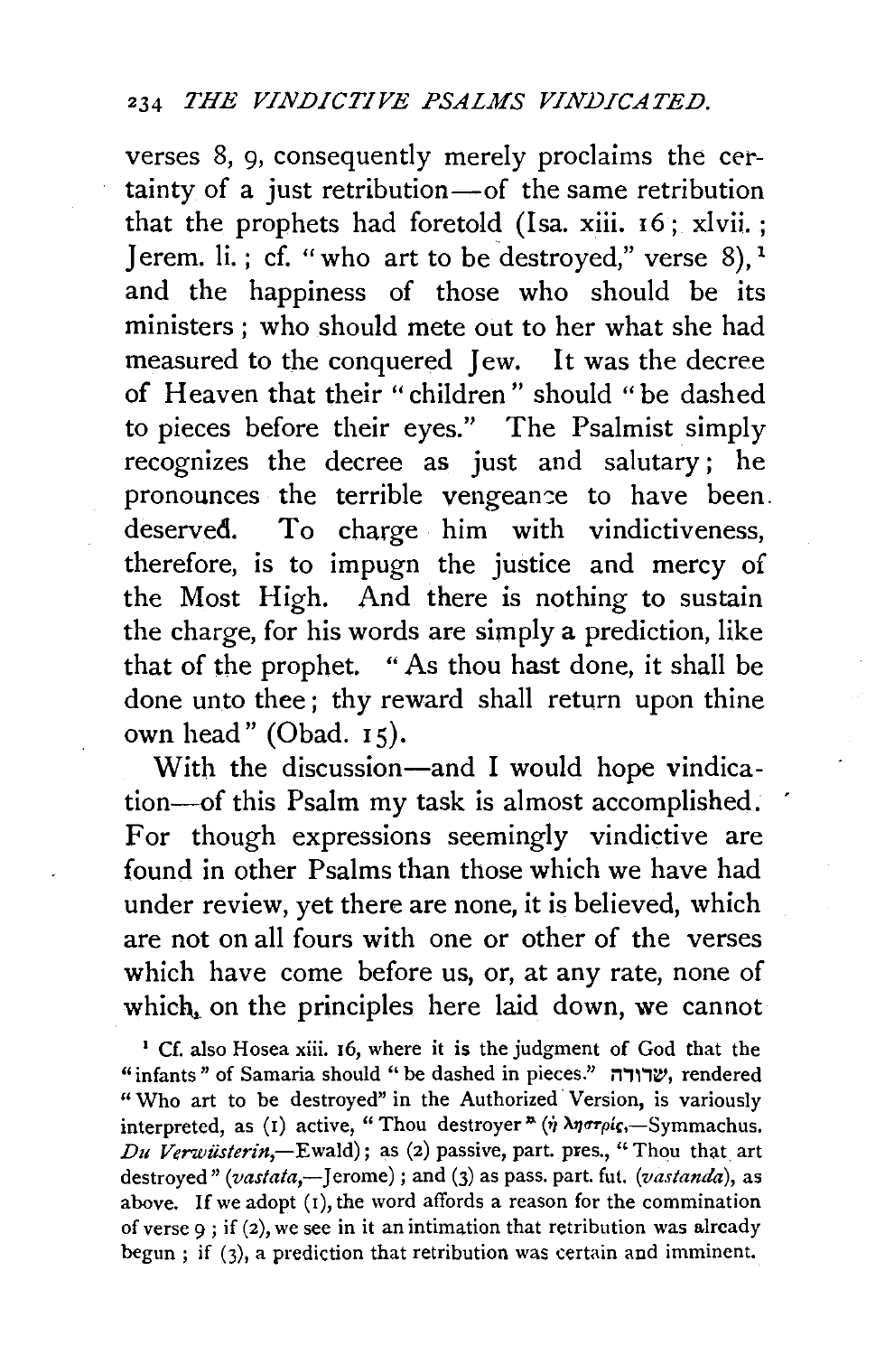verses 8, 9, consequently merely proclaims the certainty of a just retribution—of the same retribution that the prophets had foretold (Isa. xiii. 16; xlvii.; Jerem. li.; cf. "who art to be destroyed," verse 8),[1] and the happiness of those who should be its ministers; who should mete out to her what she had measured to the conquered Jew. It was the decree of Heaven that their "children" should "be dashed to pieces before their eyes." The Psalmist simply recognizes the decree as just and salutary; he pronounces the terrible vengeance to have been deserved. To charge him with vindictiveness, therefore, is to impugn the justice and mercy of the Most High. And there is nothing to sustain the charge, for his words are simply a prediction, like that of the prophet. "As thou hast done, it shall be done unto thee; thy reward shall return upon thine own head" (Obad. 15).

With the discussion—and I would hope vindication—of this Psalm my task is almost accomplished. For though expressions seemingly vindictive are found in other Psalms than those which we have had under review, yet there are none, it is believed, which are not on all fours with one or other of the verses which have come before us, or, at any rate, none of which, on the principles here laid down, we cannot

[1] Cf. also Hosea xiii. 16, where it is the judgment of God that the "infants" of Samaria should "be dashed in pieces." שדודה, rendered "Who art to be destroyed" in the Authorized Version, is variously interpreted, as (1) active, "Thou destroyer" (ἡ λῃστρίς,—Symmachus. *Du Verwüsterin*,—Ewald); as (2) passive, part. pres., "Thou that art destroyed" (*vastata*,—Jerome); and (3) as pass. part. fut. (*vastanda*), as above. If we adopt (1), the word affords a reason for the commination of verse 9; if (2), we see in it an intimation that retribution was already begun; if (3), a prediction that retribution was certain and imminent.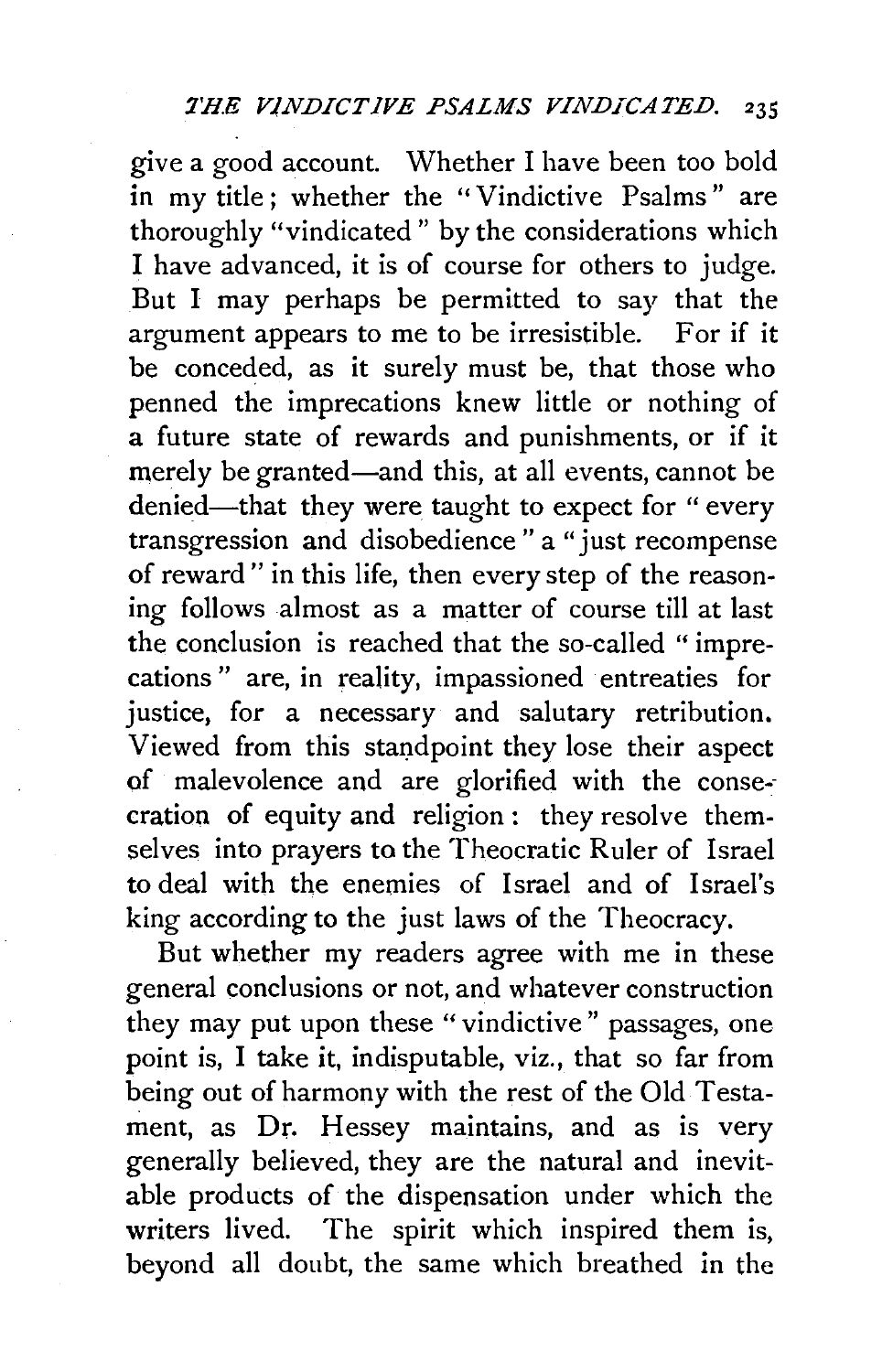give a good account. Whether I have been too bold in my title; whether the "Vindictive Psalms" are thoroughly "vindicated" by the considerations which I have advanced, it is of course for others to judge. But I may perhaps be permitted to say that the argument appears to me to be irresistible. For if it be conceded, as it surely must be, that those who penned the imprecations knew little or nothing of a future state of rewards and punishments, or if it merely be granted—and this, at all events, cannot be denied—that they were taught to expect for "every transgression and disobedience" a "just recompense of reward" in this life, then every step of the reasoning follows almost as a matter of course till at last the conclusion is reached that the so-called "imprecations" are, in reality, impassioned entreaties for justice, for a necessary and salutary retribution. Viewed from this standpoint they lose their aspect of malevolence and are glorified with the consecration of equity and religion: they resolve themselves into prayers to the Theocratic Ruler of Israel to deal with the enemies of Israel and of Israel's king according to the just laws of the Theocracy.

But whether my readers agree with me in these general conclusions or not, and whatever construction they may put upon these "vindictive" passages, one point is, I take it, indisputable, viz., that so far from being out of harmony with the rest of the Old Testament, as Dr. Hessey maintains, and as is very generally believed, they are the natural and inevitable products of the dispensation under which the writers lived. The spirit which inspired them is, beyond all doubt, the same which breathed in the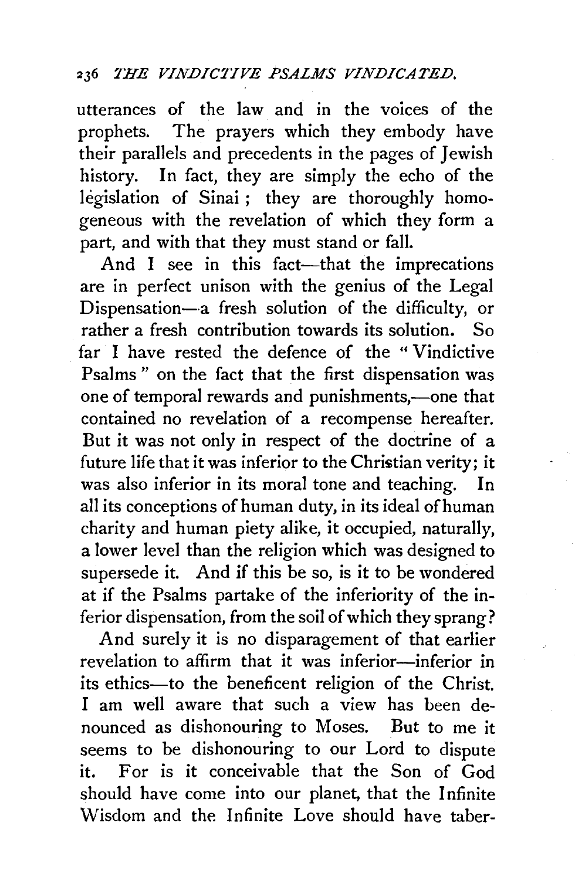utterances of the law and in the voices of the prophets. The prayers which they embody have their parallels and precedents in the pages of Jewish history. In fact, they are simply the echo of the legislation of Sinai; they are thoroughly homogeneous with the revelation of which they form a part, and with that they must stand or fall.

And I see in this fact—that the imprecations are in perfect unison with the genius of the Legal Dispensation—a fresh solution of the difficulty, or rather a fresh contribution towards its solution. So far I have rested the defence of the "Vindictive Psalms" on the fact that the first dispensation was one of temporal rewards and punishments,—one that contained no revelation of a recompense hereafter. But it was not only in respect of the doctrine of a future life that it was inferior to the Christian verity; it was also inferior in its moral tone and teaching. In all its conceptions of human duty, in its ideal of human charity and human piety alike, it occupied, naturally, a lower level than the religion which was designed to supersede it. And if this be so, is it to be wondered at if the Psalms partake of the inferiority of the inferior dispensation, from the soil of which they sprang?

And surely it is no disparagement of that earlier revelation to affirm that it was inferior—inferior in its ethics—to the beneficent religion of the Christ. I am well aware that such a view has been denounced as dishonouring to Moses. But to me it seems to be dishonouring to our Lord to dispute it. For is it conceivable that the Son of God should have come into our planet, that the Infinite Wisdom and the Infinite Love should have taber-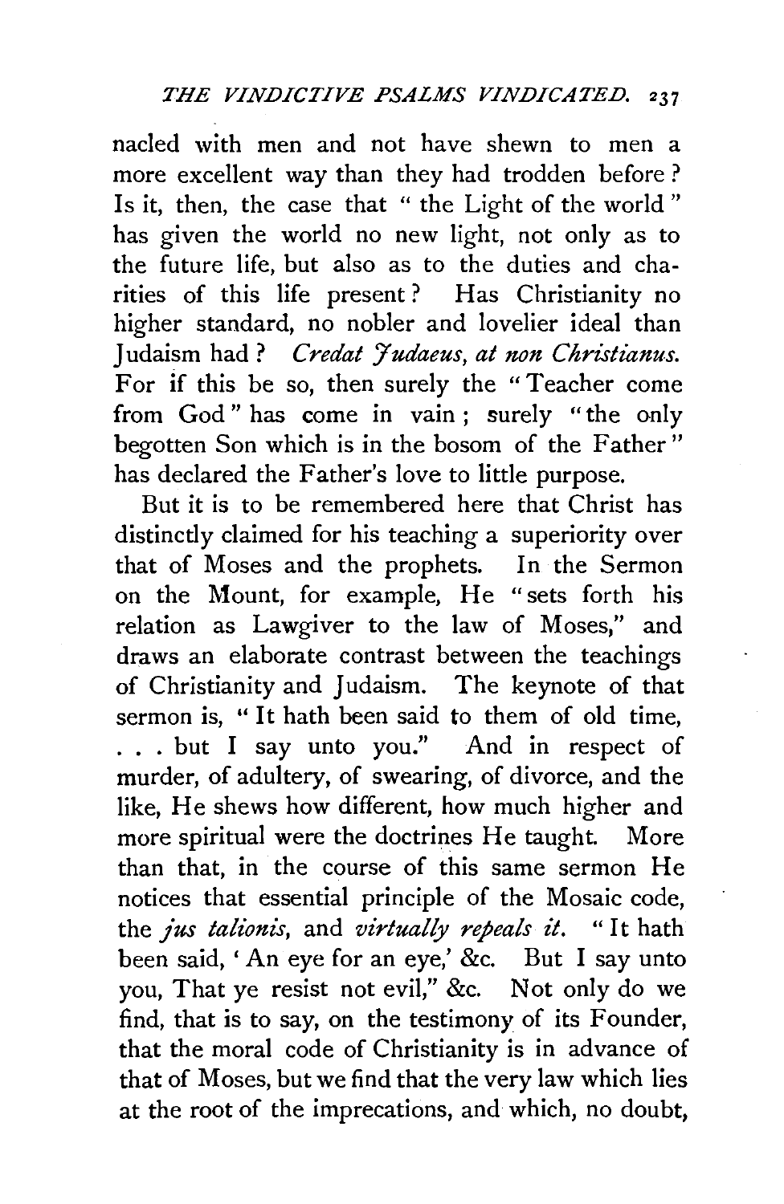nacled with men and not have shewn to men a more excellent way than they had trodden before? Is it, then, the case that "the Light of the world" has given the world no new light, not only as to the future life, but also as to the duties and charities of this life present? Has Christianity no higher standard, no nobler and lovelier ideal than Judaism had? *Credat Judaeus, at non Christianus.* For if this be so, then surely the "Teacher come from God" has come in vain; surely "the only begotten Son which is in the bosom of the Father" has declared the Father's love to little purpose.

But it is to be remembered here that Christ has distinctly claimed for his teaching a superiority over that of Moses and the prophets. In the Sermon on the Mount, for example, He "sets forth his relation as Lawgiver to the law of Moses," and draws an elaborate contrast between the teachings of Christianity and Judaism. The keynote of that sermon is, "It hath been said to them of old time, . . . but I say unto you." And in respect of murder, of adultery, of swearing, of divorce, and the like, He shews how different, how much higher and more spiritual were the doctrines He taught. More than that, in the course of this same sermon He notices that essential principle of the Mosaic code, the *jus talionis*, and *virtually repeals it*. "It hath been said, 'An eye for an eye,' &c. But I say unto you, That ye resist not evil," &c. Not only do we find, that is to say, on the testimony of its Founder, that the moral code of Christianity is in advance of that of Moses, but we find that the very law which lies at the root of the imprecations, and which, no doubt,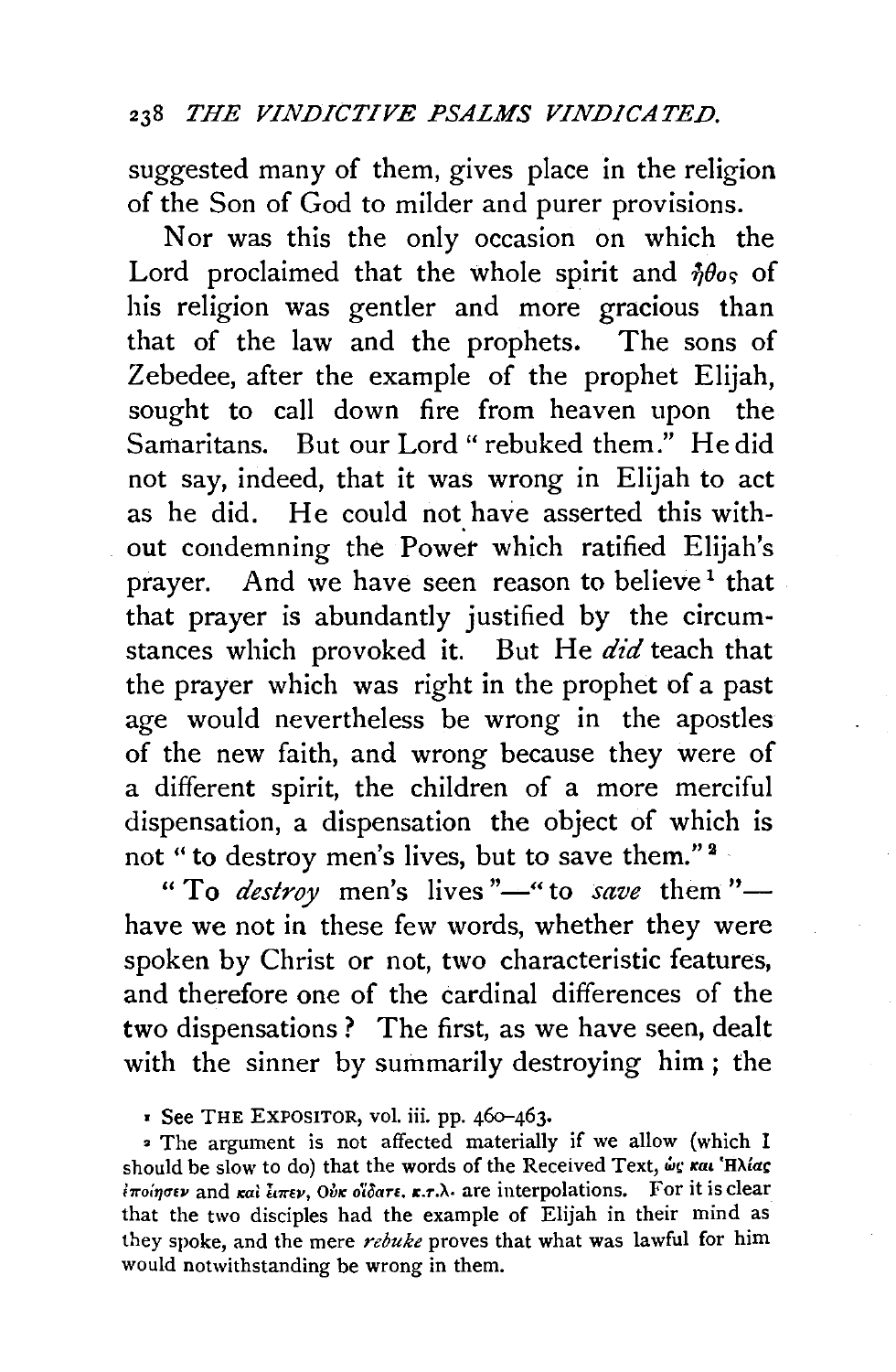suggested many of them, gives place in the religion of the Son of God to milder and purer provisions.

Nor was this the only occasion on which the Lord proclaimed that the whole spirit and ἦθος of his religion was gentler and more gracious than that of the law and the prophets. The sons of Zebedee, after the example of the prophet Elijah, sought to call down fire from heaven upon the Samaritans. But our Lord "rebuked them." He did not say, indeed, that it was wrong in Elijah to act as he did. He could not have asserted this without condemning the Power which ratified Elijah's prayer. And we have seen reason to believe[1] that that prayer is abundantly justified by the circumstances which provoked it. But He *did* teach that the prayer which was right in the prophet of a past age would nevertheless be wrong in the apostles of the new faith, and wrong because they were of a different spirit, the children of a more merciful dispensation, a dispensation the object of which is not "to destroy men's lives, but to save them."[2]

"To *destroy* men's lives"—"to *save* them"—have we not in these few words, whether they were spoken by Christ or not, two characteristic features, and therefore one of the cardinal differences of the two dispensations? The first, as we have seen, dealt with the sinner by summarily destroying him; the

[1] See THE EXPOSITOR, vol. iii. pp. 460–463.

[2] The argument is not affected materially if we allow (which I should be slow to do) that the words of the Received Text, ὡς και Ἠλίας ἐποίησεν and καὶ εἶπεν, Οὐκ οἴδατε, κ.τ.λ. are interpolations. For it is clear that the two disciples had the example of Elijah in their mind as they spoke, and the mere *rebuke* proves that what was lawful for him would notwithstanding be wrong in them.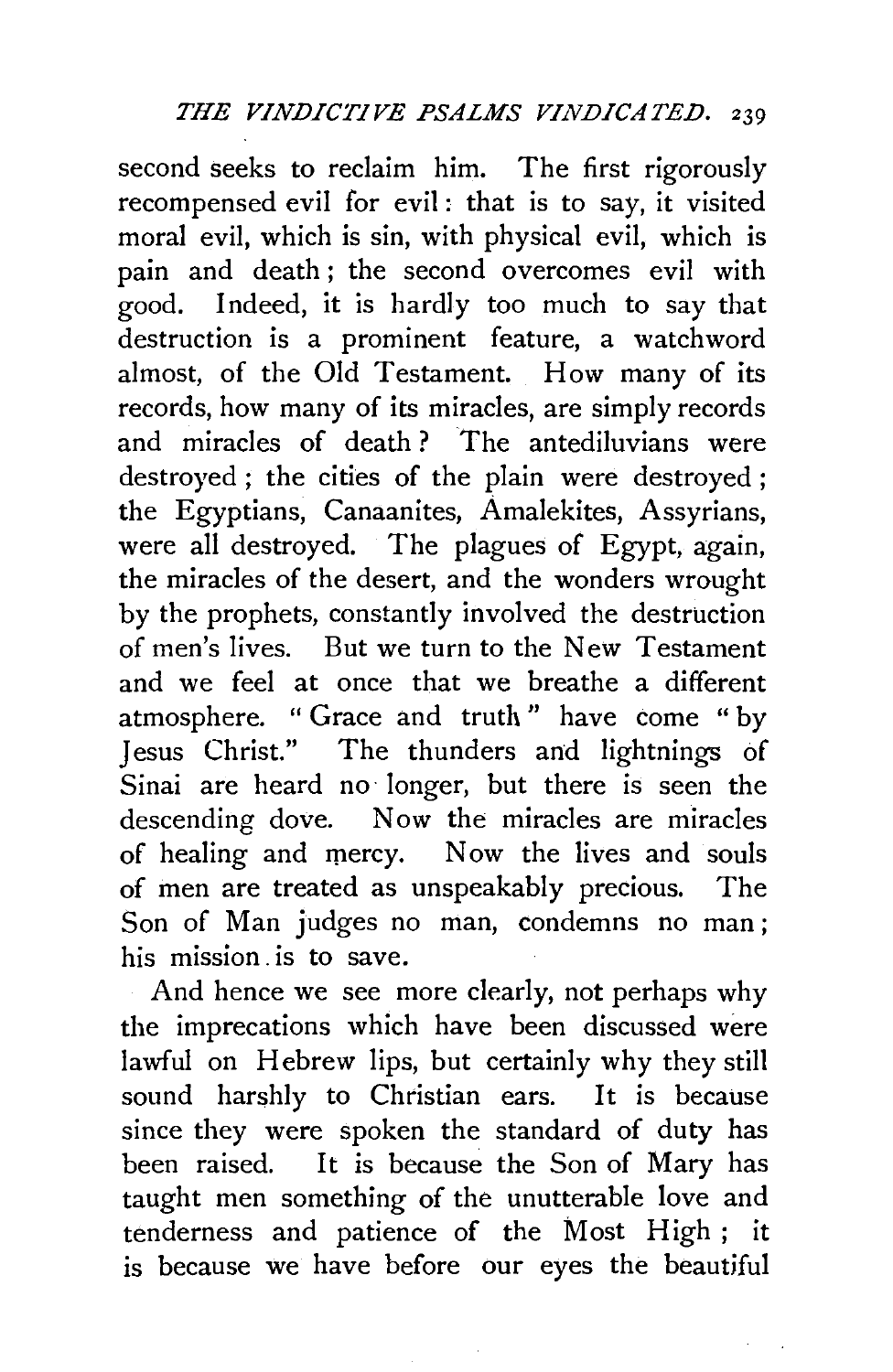second seeks to reclaim him. The first rigorously recompensed evil for evil: that is to say, it visited moral evil, which is sin, with physical evil, which is pain and death; the second overcomes evil with good. Indeed, it is hardly too much to say that destruction is a prominent feature, a watchword almost, of the Old Testament. How many of its records, how many of its miracles, are simply records and miracles of death? The antediluvians were destroyed; the cities of the plain were destroyed; the Egyptians, Canaanites, Amalekites, Assyrians, were all destroyed. The plagues of Egypt, again, the miracles of the desert, and the wonders wrought by the prophets, constantly involved the destruction of men's lives. But we turn to the New Testament and we feel at once that we breathe a different atmosphere. "Grace and truth" have come "by Jesus Christ." The thunders and lightnings of Sinai are heard no longer, but there is seen the descending dove. Now the miracles are miracles of healing and mercy. Now the lives and souls of men are treated as unspeakably precious. The Son of Man judges no man, condemns no man; his mission is to save.

And hence we see more clearly, not perhaps why the imprecations which have been discussed were lawful on Hebrew lips, but certainly why they still sound harshly to Christian ears. It is because since they were spoken the standard of duty has been raised. It is because the Son of Mary has taught men something of the unutterable love and tenderness and patience of the Most High; it is because we have before our eyes the beautiful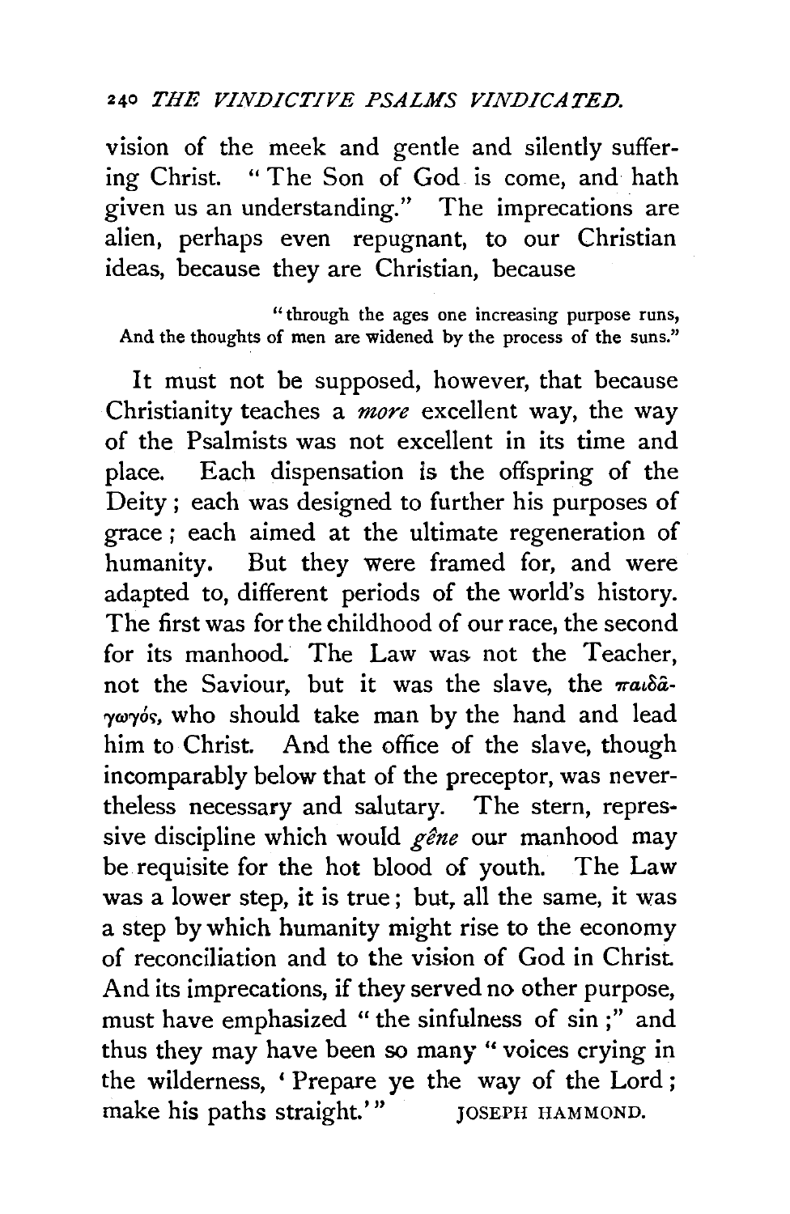vision of the meek and gentle and silently suffering Christ. "The Son of God is come, and hath given us an understanding." The imprecations are alien, perhaps even repugnant, to our Christian ideas, because they are Christian, because

> "through the ages one increasing purpose runs,
> And the thoughts of men are widened by the process of the suns."

It must not be supposed, however, that because Christianity teaches a *more* excellent way, the way of the Psalmists was not excellent in its time and place. Each dispensation is the offspring of the Deity; each was designed to further his purposes of grace; each aimed at the ultimate regeneration of humanity. But they were framed for, and were adapted to, different periods of the world's history. The first was for the childhood of our race, the second for its manhood. The Law was not the Teacher, not the Saviour, but it was the slave, the παιδαγωγός, who should take man by the hand and lead him to Christ. And the office of the slave, though incomparably below that of the preceptor, was nevertheless necessary and salutary. The stern, repressive discipline which would *gêne* our manhood may be requisite for the hot blood of youth. The Law was a lower step, it is true; but, all the same, it was a step by which humanity might rise to the economy of reconciliation and to the vision of God in Christ. And its imprecations, if they served no other purpose, must have emphasized "the sinfulness of sin;" and thus they may have been so many "voices crying in the wilderness, 'Prepare ye the way of the Lord; make his paths straight.'"

JOSEPH HAMMOND.